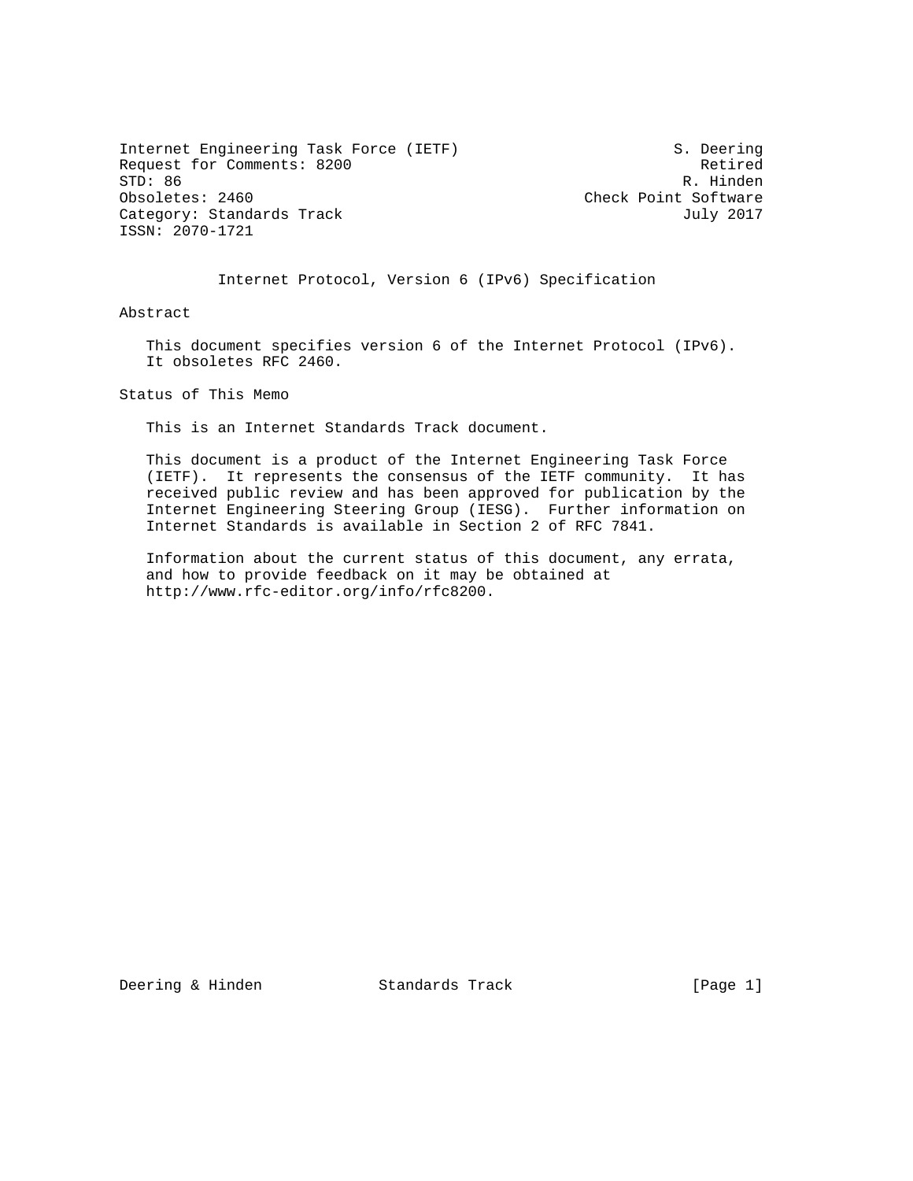Internet Engineering Task Force (IETF) S. Deering
Request for Comments: 8200 Retired
STD: 86 R. Hinden
Obsoletes: 2460 Check Point Software
Category: Standards Track July 2017
ISSN: 2070-1721

# Internet Protocol, Version 6 (IPv6) Specification

## Abstract

This document specifies version 6 of the Internet Protocol (IPv6). It obsoletes RFC 2460.

## Status of This Memo

This is an Internet Standards Track document.

This document is a product of the Internet Engineering Task Force (IETF). It represents the consensus of the IETF community. It has received public review and has been approved for publication by the Internet Engineering Steering Group (IESG). Further information on Internet Standards is available in Section 2 of RFC 7841.

Information about the current status of this document, any errata, and how to provide feedback on it may be obtained at http://www.rfc-editor.org/info/rfc8200.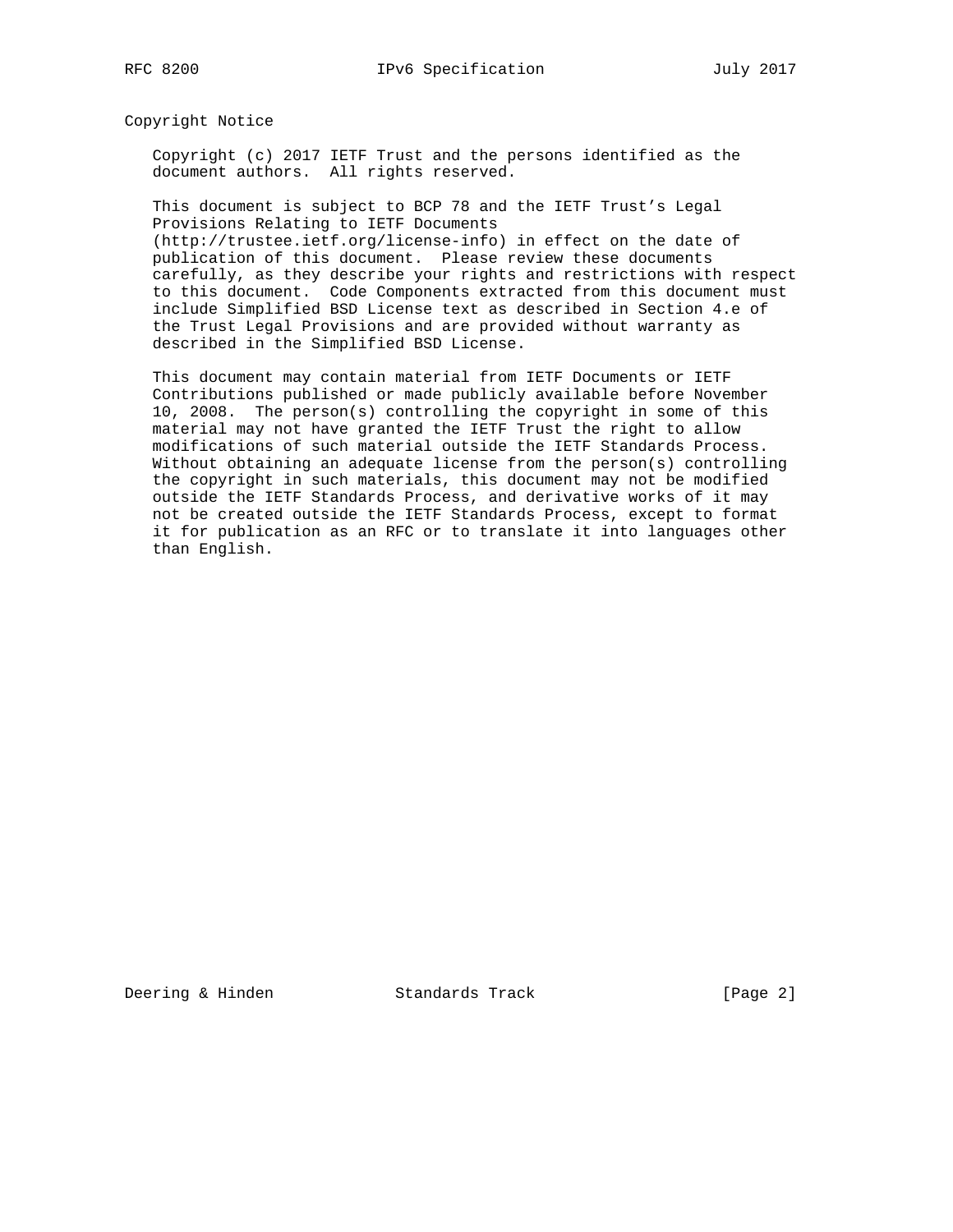## Copyright Notice

Copyright (c) 2017 IETF Trust and the persons identified as the document authors. All rights reserved.

This document is subject to BCP 78 and the IETF Trust's Legal Provisions Relating to IETF Documents (http://trustee.ietf.org/license-info) in effect on the date of publication of this document. Please review these documents carefully, as they describe your rights and restrictions with respect to this document. Code Components extracted from this document must include Simplified BSD License text as described in Section 4.e of the Trust Legal Provisions and are provided without warranty as described in the Simplified BSD License.

This document may contain material from IETF Documents or IETF Contributions published or made publicly available before November 10, 2008. The person(s) controlling the copyright in some of this material may not have granted the IETF Trust the right to allow modifications of such material outside the IETF Standards Process. Without obtaining an adequate license from the person(s) controlling the copyright in such materials, this document may not be modified outside the IETF Standards Process, and derivative works of it may not be created outside the IETF Standards Process, except to format it for publication as an RFC or to translate it into languages other than English.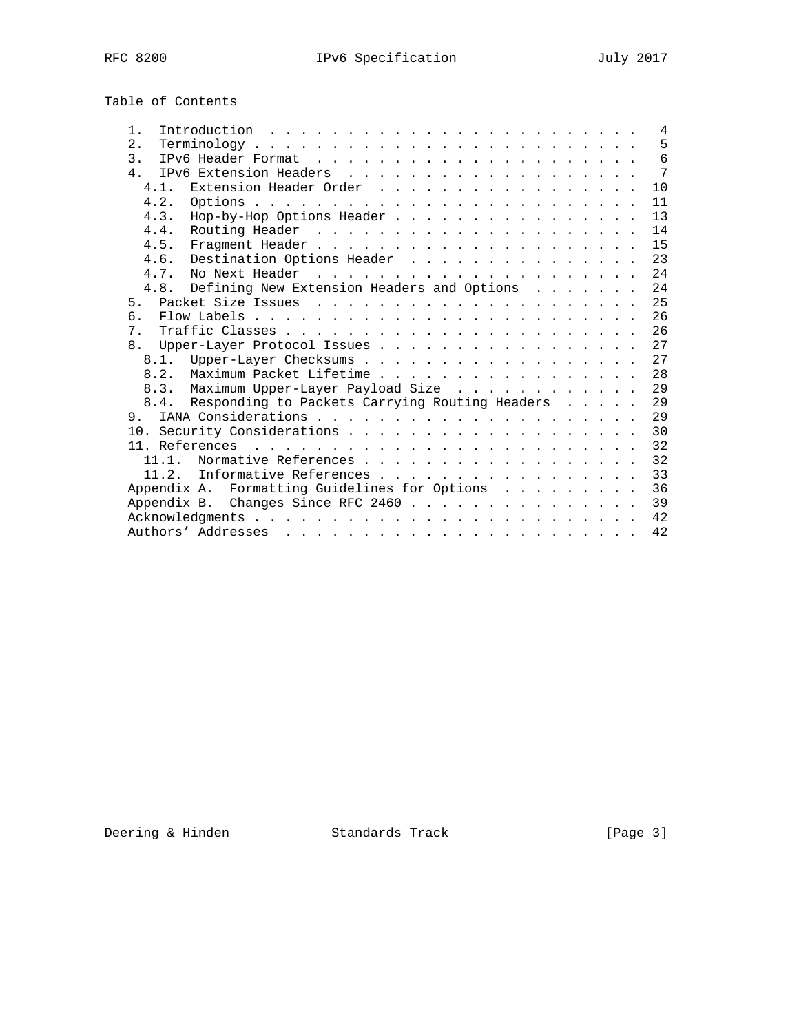## Table of Contents

```
   1.  Introduction  . . . . . . . . . . . . . . . . . . . . . . . .   4
   2.  Terminology . . . . . . . . . . . . . . . . . . . . . . . . .   5
   3.  IPv6 Header Format  . . . . . . . . . . . . . . . . . . . . .   6
   4.  IPv6 Extension Headers  . . . . . . . . . . . . . . . . . . .   7
     4.1.  Extension Header Order  . . . . . . . . . . . . . . . . .  10
     4.2.  Options . . . . . . . . . . . . . . . . . . . . . . . . .  11
     4.3.  Hop-by-Hop Options Header . . . . . . . . . . . . . . . .  13
     4.4.  Routing Header  . . . . . . . . . . . . . . . . . . . . .  14
     4.5.  Fragment Header . . . . . . . . . . . . . . . . . . . . .  15
     4.6.  Destination Options Header  . . . . . . . . . . . . . . .  23
     4.7.  No Next Header  . . . . . . . . . . . . . . . . . . . . .  24
     4.8.  Defining New Extension Headers and Options  . . . . . . .  24
   5.  Packet Size Issues  . . . . . . . . . . . . . . . . . . . . .  25
   6.  Flow Labels . . . . . . . . . . . . . . . . . . . . . . . . .  26
   7.  Traffic Classes . . . . . . . . . . . . . . . . . . . . . . .  26
   8.  Upper-Layer Protocol Issues . . . . . . . . . . . . . . . . .  27
     8.1.  Upper-Layer Checksums . . . . . . . . . . . . . . . . . .  27
     8.2.  Maximum Packet Lifetime . . . . . . . . . . . . . . . . .  28
     8.3.  Maximum Upper-Layer Payload Size  . . . . . . . . . . . .  29
     8.4.  Responding to Packets Carrying Routing Headers  . . . . .  29
   9.  IANA Considerations . . . . . . . . . . . . . . . . . . . . .  29
   10. Security Considerations . . . . . . . . . . . . . . . . . . .  30
   11. References  . . . . . . . . . . . . . . . . . . . . . . . . .  32
     11.1.  Normative References . . . . . . . . . . . . . . . . . .  32
     11.2.  Informative References . . . . . . . . . . . . . . . . .  33
   Appendix A.  Formatting Guidelines for Options  . . . . . . . . .  36
   Appendix B.  Changes Since RFC 2460 . . . . . . . . . . . . . . .  39
   Acknowledgments . . . . . . . . . . . . . . . . . . . . . . . . .  42
   Authors' Addresses  . . . . . . . . . . . . . . . . . . . . . . .  42
```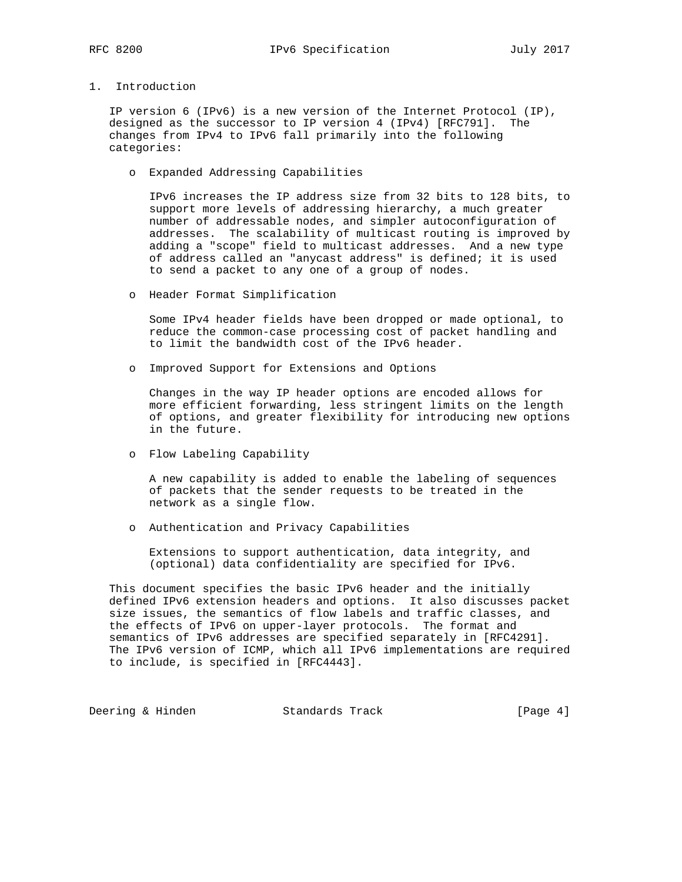# 1. Introduction

IP version 6 (IPv6) is a new version of the Internet Protocol (IP), designed as the successor to IP version 4 (IPv4) [RFC791]. The changes from IPv4 to IPv6 fall primarily into the following categories:

- Expanded Addressing Capabilities

  IPv6 increases the IP address size from 32 bits to 128 bits, to support more levels of addressing hierarchy, a much greater number of addressable nodes, and simpler autoconfiguration of addresses. The scalability of multicast routing is improved by adding a "scope" field to multicast addresses. And a new type of address called an "anycast address" is defined; it is used to send a packet to any one of a group of nodes.

- Header Format Simplification

  Some IPv4 header fields have been dropped or made optional, to reduce the common-case processing cost of packet handling and to limit the bandwidth cost of the IPv6 header.

- Improved Support for Extensions and Options

  Changes in the way IP header options are encoded allows for more efficient forwarding, less stringent limits on the length of options, and greater flexibility for introducing new options in the future.

- Flow Labeling Capability

  A new capability is added to enable the labeling of sequences of packets that the sender requests to be treated in the network as a single flow.

- Authentication and Privacy Capabilities

  Extensions to support authentication, data integrity, and (optional) data confidentiality are specified for IPv6.

This document specifies the basic IPv6 header and the initially defined IPv6 extension headers and options. It also discusses packet size issues, the semantics of flow labels and traffic classes, and the effects of IPv6 on upper-layer protocols. The format and semantics of IPv6 addresses are specified separately in [RFC4291]. The IPv6 version of ICMP, which all IPv6 implementations are required to include, is specified in [RFC4443].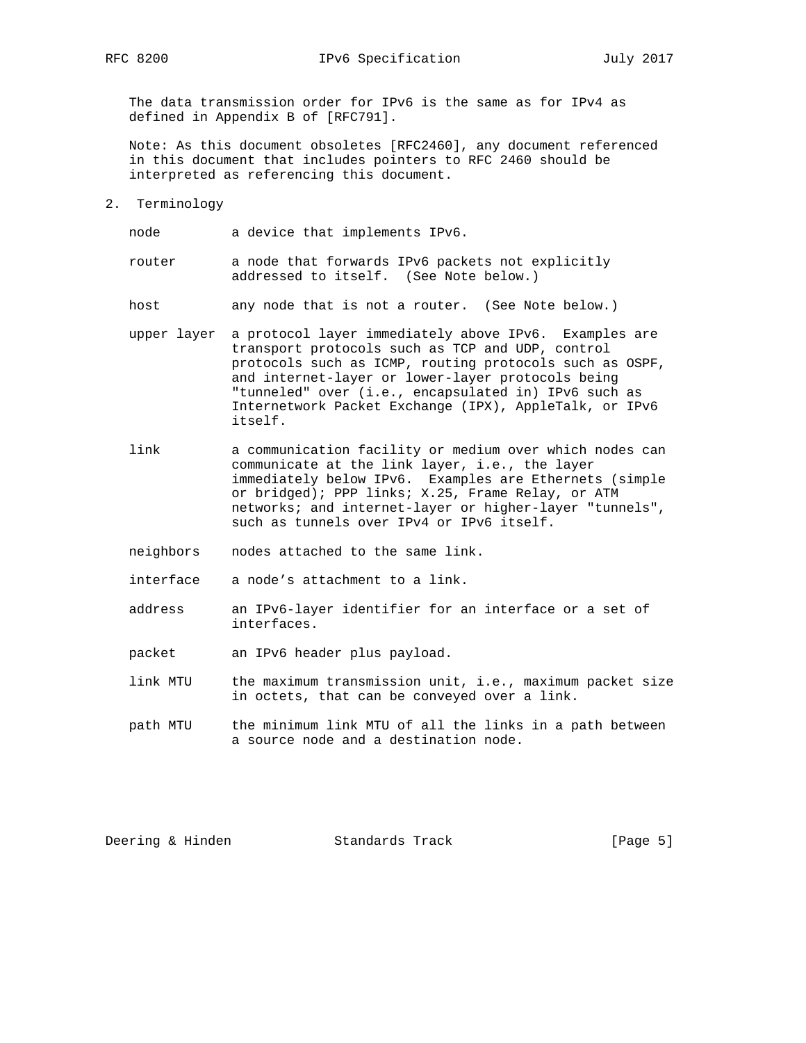The data transmission order for IPv6 is the same as for IPv4 as defined in Appendix B of [RFC791].

Note: As this document obsoletes [RFC2460], any document referenced in this document that includes pointers to RFC 2460 should be interpreted as referencing this document.

## 2. Terminology

- **node** — a device that implements IPv6.
- **router** — a node that forwards IPv6 packets not explicitly addressed to itself. (See Note below.)
- **host** — any node that is not a router. (See Note below.)
- **upper layer** — a protocol layer immediately above IPv6. Examples are transport protocols such as TCP and UDP, control protocols such as ICMP, routing protocols such as OSPF, and internet-layer or lower-layer protocols being "tunneled" over (i.e., encapsulated in) IPv6 such as Internetwork Packet Exchange (IPX), AppleTalk, or IPv6 itself.
- **link** — a communication facility or medium over which nodes can communicate at the link layer, i.e., the layer immediately below IPv6. Examples are Ethernets (simple or bridged); PPP links; X.25, Frame Relay, or ATM networks; and internet-layer or higher-layer "tunnels", such as tunnels over IPv4 or IPv6 itself.
- **neighbors** — nodes attached to the same link.
- **interface** — a node's attachment to a link.
- **address** — an IPv6-layer identifier for an interface or a set of interfaces.
- **packet** — an IPv6 header plus payload.
- **link MTU** — the maximum transmission unit, i.e., maximum packet size in octets, that can be conveyed over a link.
- **path MTU** — the minimum link MTU of all the links in a path between a source node and a destination node.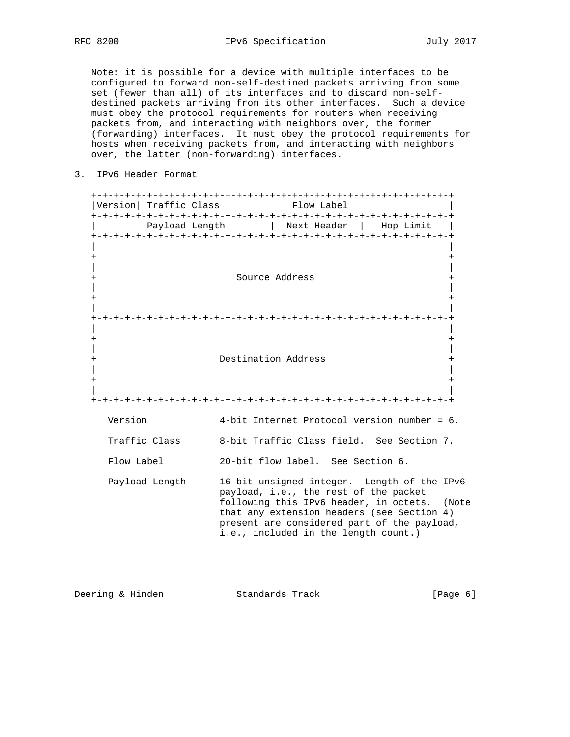Note: it is possible for a device with multiple interfaces to be configured to forward non-self-destined packets arriving from some set (fewer than all) of its interfaces and to discard non-self-destined packets arriving from its other interfaces. Such a device must obey the protocol requirements for routers when receiving packets from, and interacting with neighbors over, the former (forwarding) interfaces. It must obey the protocol requirements for hosts when receiving packets from, and interacting with neighbors over, the latter (non-forwarding) interfaces.

## 3. IPv6 Header Format

```
+-+-+-+-+-+-+-+-+-+-+-+-+-+-+-+-+-+-+-+-+-+-+-+-+-+-+-+-+-+-+-+-+
|Version| Traffic Class |           Flow Label                  |
+-+-+-+-+-+-+-+-+-+-+-+-+-+-+-+-+-+-+-+-+-+-+-+-+-+-+-+-+-+-+-+-+
|         Payload Length        |  Next Header  |   Hop Limit   |
+-+-+-+-+-+-+-+-+-+-+-+-+-+-+-+-+-+-+-+-+-+-+-+-+-+-+-+-+-+-+-+-+
|                                                               |
+                                                               +
|                                                               |
+                         Source Address                        +
|                                                               |
+                                                               +
|                                                               |
+-+-+-+-+-+-+-+-+-+-+-+-+-+-+-+-+-+-+-+-+-+-+-+-+-+-+-+-+-+-+-+-+
|                                                               |
+                                                               +
|                                                               |
+                      Destination Address                      +
|                                                               |
+                                                               +
|                                                               |
+-+-+-+-+-+-+-+-+-+-+-+-+-+-+-+-+-+-+-+-+-+-+-+-+-+-+-+-+-+-+-+-+
```

Version — 4-bit Internet Protocol version number = 6.

Traffic Class — 8-bit Traffic Class field. See Section 7.

Flow Label — 20-bit flow label. See Section 6.

Payload Length — 16-bit unsigned integer. Length of the IPv6 payload, i.e., the rest of the packet following this IPv6 header, in octets. (Note that any extension headers (see Section 4) present are considered part of the payload, i.e., included in the length count.)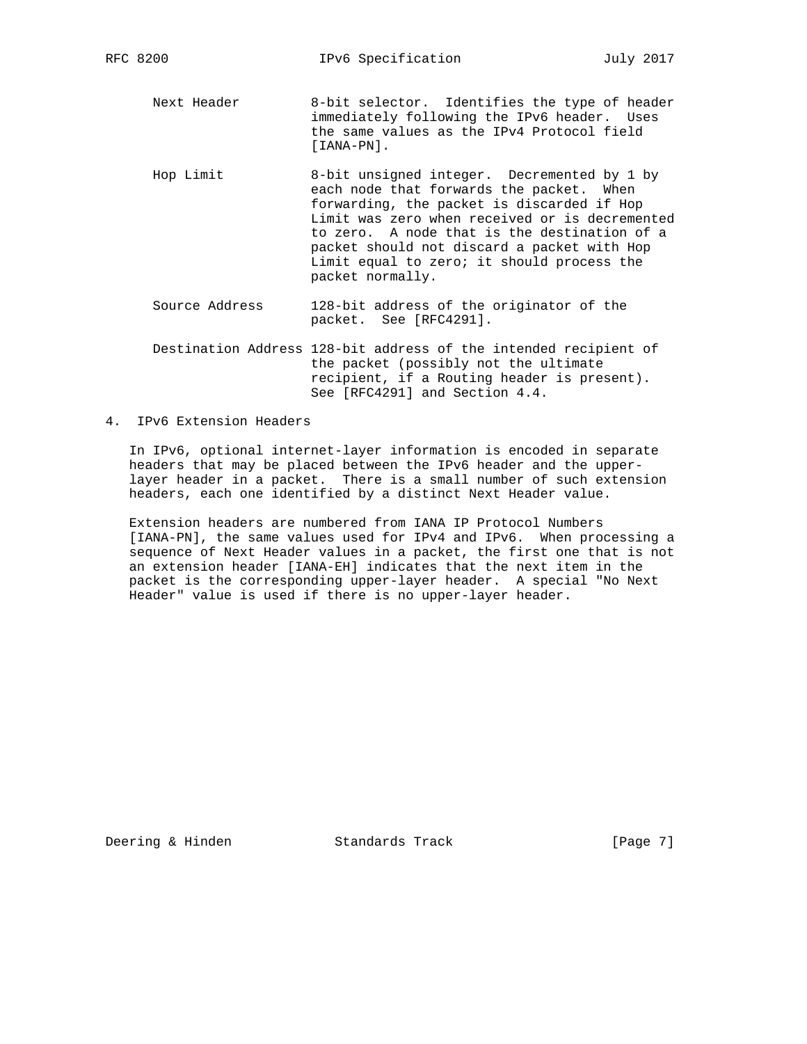Next Header
: 8-bit selector. Identifies the type of header immediately following the IPv6 header. Uses the same values as the IPv4 Protocol field [IANA-PN].

Hop Limit
: 8-bit unsigned integer. Decremented by 1 by each node that forwards the packet. When forwarding, the packet is discarded if Hop Limit was zero when received or is decremented to zero. A node that is the destination of a packet should not discard a packet with Hop Limit equal to zero; it should process the packet normally.

Source Address
: 128-bit address of the originator of the packet. See [RFC4291].

Destination Address
: 128-bit address of the intended recipient of the packet (possibly not the ultimate recipient, if a Routing header is present). See [RFC4291] and Section 4.4.

## 4. IPv6 Extension Headers

In IPv6, optional internet-layer information is encoded in separate headers that may be placed between the IPv6 header and the upper-layer header in a packet. There is a small number of such extension headers, each one identified by a distinct Next Header value.

Extension headers are numbered from IANA IP Protocol Numbers [IANA-PN], the same values used for IPv4 and IPv6. When processing a sequence of Next Header values in a packet, the first one that is not an extension header [IANA-EH] indicates that the next item in the packet is the corresponding upper-layer header. A special "No Next Header" value is used if there is no upper-layer header.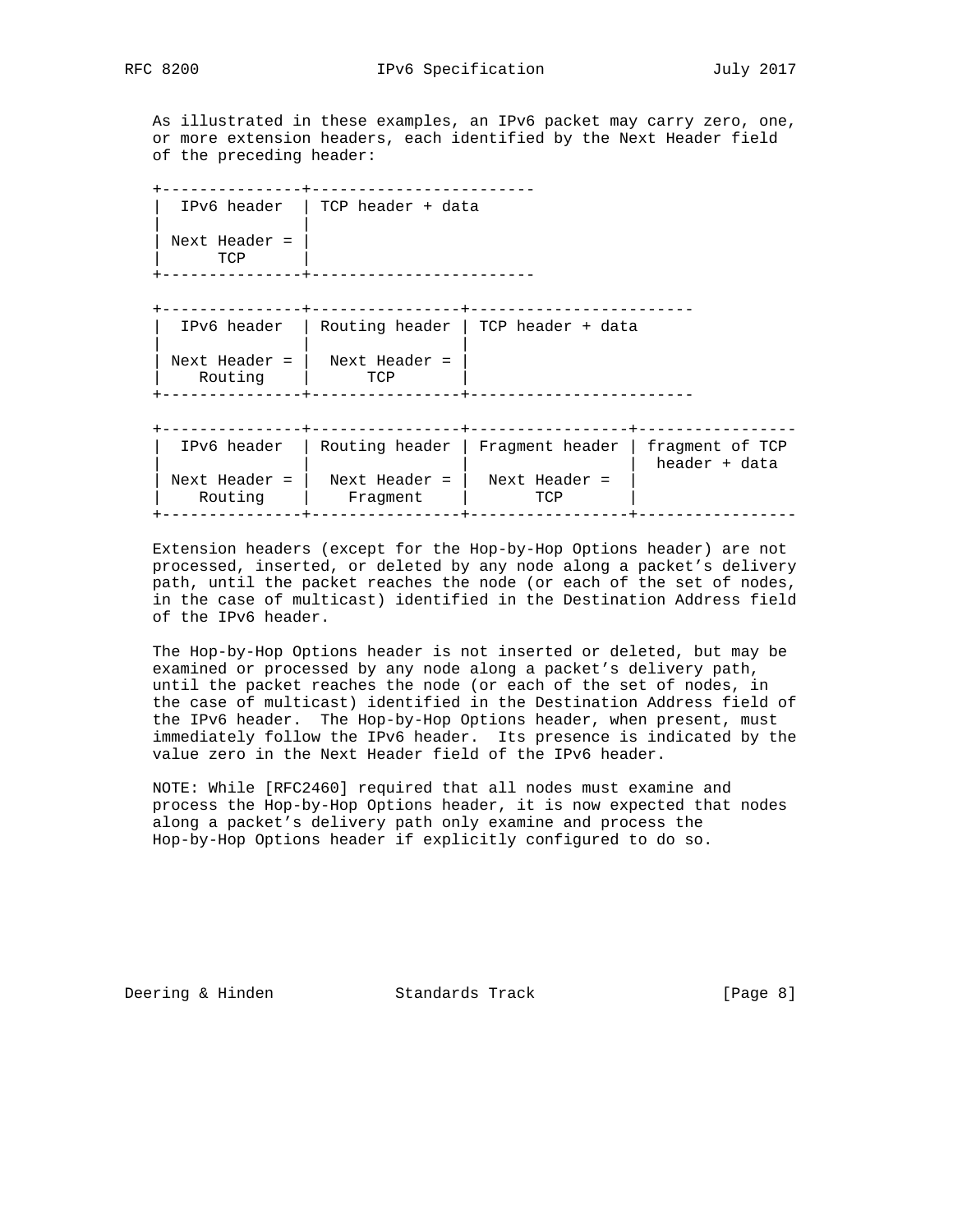As illustrated in these examples, an IPv6 packet may carry zero, one, or more extension headers, each identified by the Next Header field of the preceding header:

```
+---------------+------------------------
|  IPv6 header  | TCP header + data
|               |
| Next Header = |
|      TCP      |
+---------------+------------------------

+---------------+----------------+------------------------
|  IPv6 header  | Routing header | TCP header + data
|               |                |
| Next Header = |  Next Header = |
|    Routing    |      TCP       |
+---------------+----------------+------------------------

+---------------+----------------+-----------------+-----------------
|  IPv6 header  | Routing header | Fragment header | fragment of TCP
|               |                |                 |  header + data
| Next Header = |  Next Header = |  Next Header =  |
|    Routing    |    Fragment    |       TCP       |
+---------------+----------------+-----------------+-----------------
```

Extension headers (except for the Hop-by-Hop Options header) are not processed, inserted, or deleted by any node along a packet's delivery path, until the packet reaches the node (or each of the set of nodes, in the case of multicast) identified in the Destination Address field of the IPv6 header.

The Hop-by-Hop Options header is not inserted or deleted, but may be examined or processed by any node along a packet's delivery path, until the packet reaches the node (or each of the set of nodes, in the case of multicast) identified in the Destination Address field of the IPv6 header. The Hop-by-Hop Options header, when present, must immediately follow the IPv6 header. Its presence is indicated by the value zero in the Next Header field of the IPv6 header.

NOTE: While [RFC2460] required that all nodes must examine and process the Hop-by-Hop Options header, it is now expected that nodes along a packet's delivery path only examine and process the Hop-by-Hop Options header if explicitly configured to do so.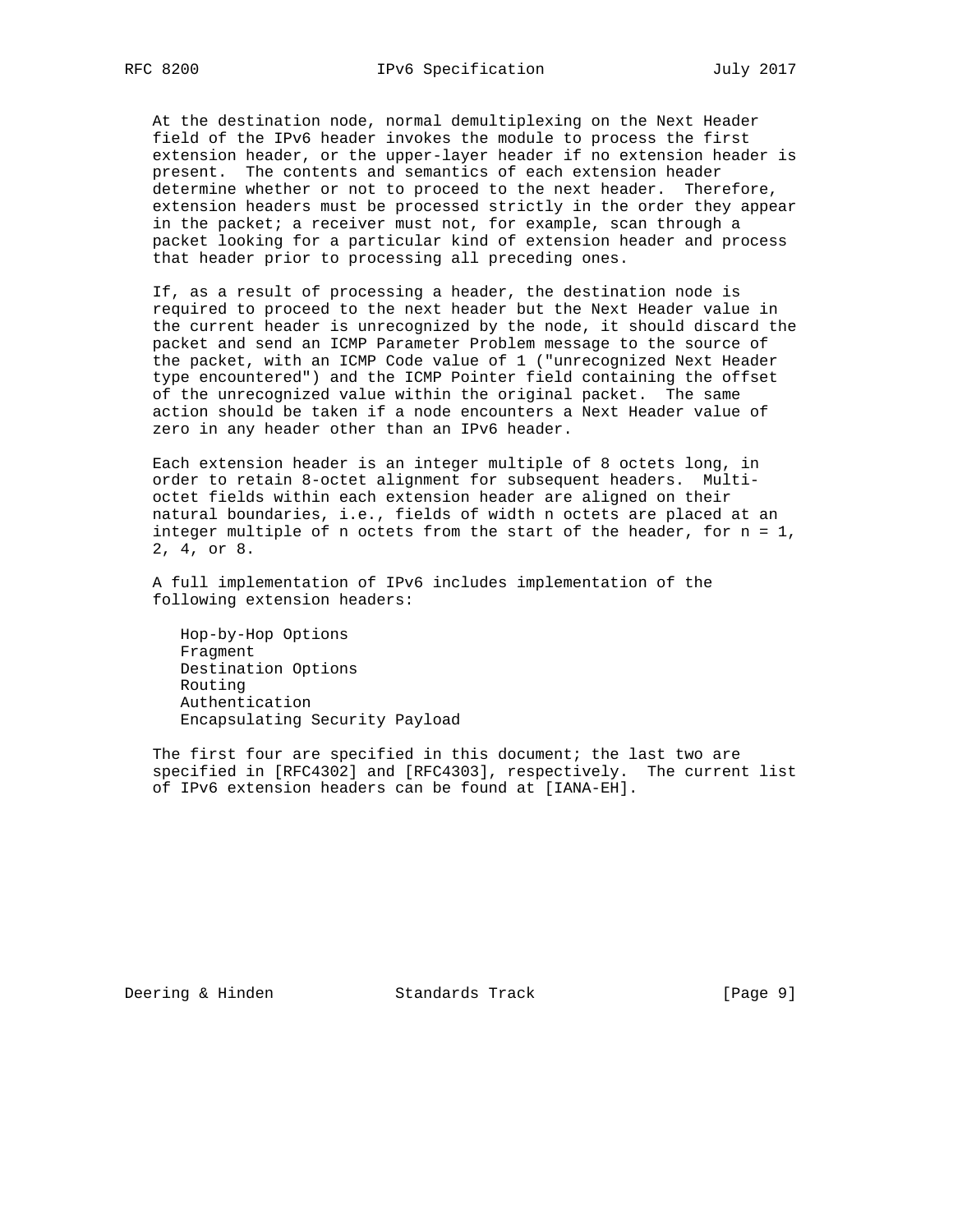At the destination node, normal demultiplexing on the Next Header field of the IPv6 header invokes the module to process the first extension header, or the upper-layer header if no extension header is present. The contents and semantics of each extension header determine whether or not to proceed to the next header. Therefore, extension headers must be processed strictly in the order they appear in the packet; a receiver must not, for example, scan through a packet looking for a particular kind of extension header and process that header prior to processing all preceding ones.

If, as a result of processing a header, the destination node is required to proceed to the next header but the Next Header value in the current header is unrecognized by the node, it should discard the packet and send an ICMP Parameter Problem message to the source of the packet, with an ICMP Code value of 1 ("unrecognized Next Header type encountered") and the ICMP Pointer field containing the offset of the unrecognized value within the original packet. The same action should be taken if a node encounters a Next Header value of zero in any header other than an IPv6 header.

Each extension header is an integer multiple of 8 octets long, in order to retain 8-octet alignment for subsequent headers. Multi-octet fields within each extension header are aligned on their natural boundaries, i.e., fields of width n octets are placed at an integer multiple of n octets from the start of the header, for n = 1, 2, 4, or 8.

A full implementation of IPv6 includes implementation of the following extension headers:

- Hop-by-Hop Options
- Fragment
- Destination Options
- Routing
- Authentication
- Encapsulating Security Payload

The first four are specified in this document; the last two are specified in [RFC4302] and [RFC4303], respectively. The current list of IPv6 extension headers can be found at [IANA-EH].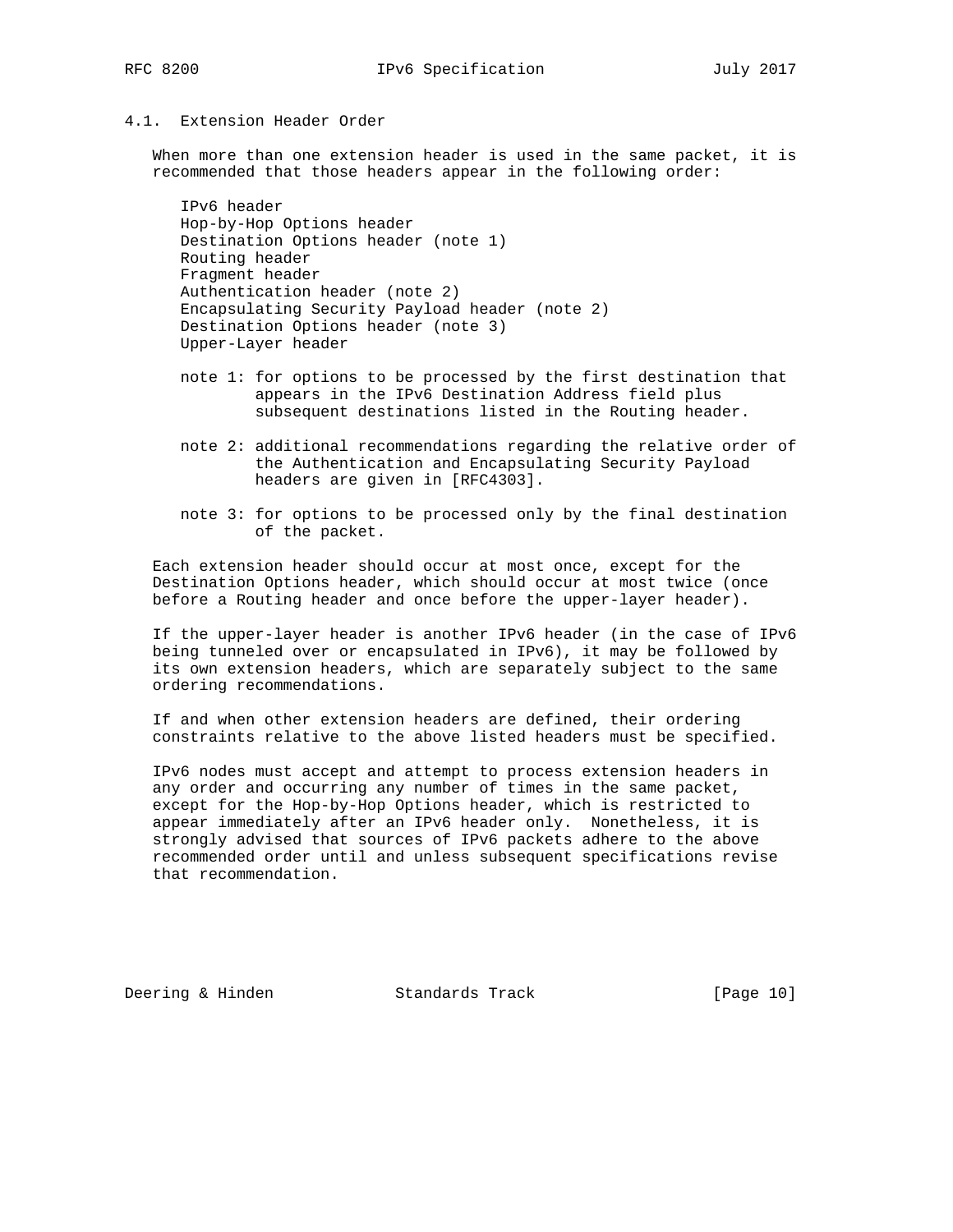### 4.1. Extension Header Order

When more than one extension header is used in the same packet, it is recommended that those headers appear in the following order:

```
IPv6 header
Hop-by-Hop Options header
Destination Options header (note 1)
Routing header
Fragment header
Authentication header (note 2)
Encapsulating Security Payload header (note 2)
Destination Options header (note 3)
Upper-Layer header
```

note 1: for options to be processed by the first destination that appears in the IPv6 Destination Address field plus subsequent destinations listed in the Routing header.

note 2: additional recommendations regarding the relative order of the Authentication and Encapsulating Security Payload headers are given in [RFC4303].

note 3: for options to be processed only by the final destination of the packet.

Each extension header should occur at most once, except for the Destination Options header, which should occur at most twice (once before a Routing header and once before the upper-layer header).

If the upper-layer header is another IPv6 header (in the case of IPv6 being tunneled over or encapsulated in IPv6), it may be followed by its own extension headers, which are separately subject to the same ordering recommendations.

If and when other extension headers are defined, their ordering constraints relative to the above listed headers must be specified.

IPv6 nodes must accept and attempt to process extension headers in any order and occurring any number of times in the same packet, except for the Hop-by-Hop Options header, which is restricted to appear immediately after an IPv6 header only. Nonetheless, it is strongly advised that sources of IPv6 packets adhere to the above recommended order until and unless subsequent specifications revise that recommendation.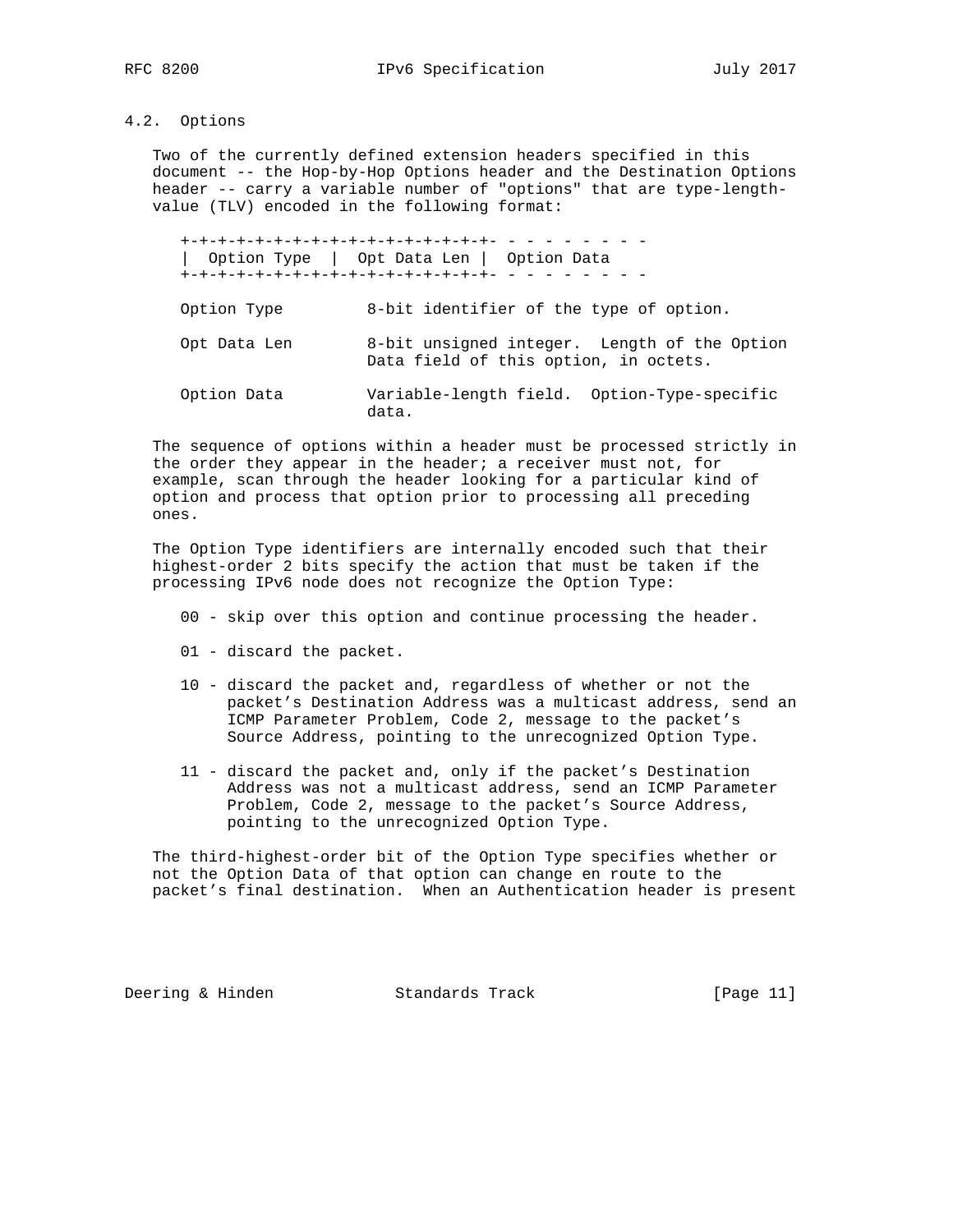## 4.2. Options

Two of the currently defined extension headers specified in this document -- the Hop-by-Hop Options header and the Destination Options header -- carry a variable number of "options" that are type-length-value (TLV) encoded in the following format:

```
+-+-+-+-+-+-+-+-+-+-+-+-+-+-+-+-+- - - - - - - - -
|  Option Type  |  Opt Data Len |  Option Data
+-+-+-+-+-+-+-+-+-+-+-+-+-+-+-+-+- - - - - - - - -
```

Option Type — 8-bit identifier of the type of option.

Opt Data Len — 8-bit unsigned integer. Length of the Option Data field of this option, in octets.

Option Data — Variable-length field. Option-Type-specific data.

The sequence of options within a header must be processed strictly in the order they appear in the header; a receiver must not, for example, scan through the header looking for a particular kind of option and process that option prior to processing all preceding ones.

The Option Type identifiers are internally encoded such that their highest-order 2 bits specify the action that must be taken if the processing IPv6 node does not recognize the Option Type:

00 - skip over this option and continue processing the header.

01 - discard the packet.

10 - discard the packet and, regardless of whether or not the packet's Destination Address was a multicast address, send an ICMP Parameter Problem, Code 2, message to the packet's Source Address, pointing to the unrecognized Option Type.

11 - discard the packet and, only if the packet's Destination Address was not a multicast address, send an ICMP Parameter Problem, Code 2, message to the packet's Source Address, pointing to the unrecognized Option Type.

The third-highest-order bit of the Option Type specifies whether or not the Option Data of that option can change en route to the packet's final destination. When an Authentication header is present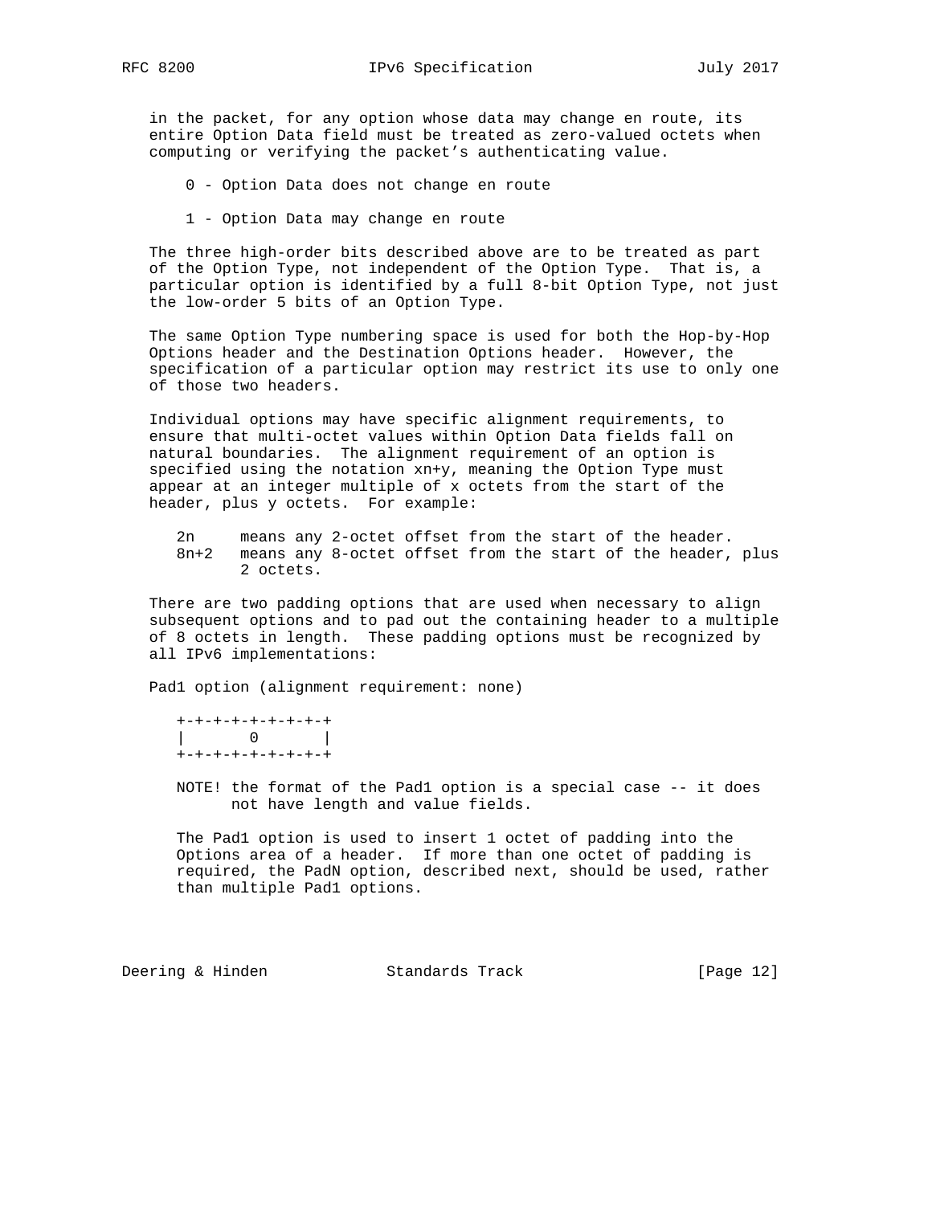in the packet, for any option whose data may change en route, its entire Option Data field must be treated as zero-valued octets when computing or verifying the packet's authenticating value.

0 - Option Data does not change en route

1 - Option Data may change en route

The three high-order bits described above are to be treated as part of the Option Type, not independent of the Option Type. That is, a particular option is identified by a full 8-bit Option Type, not just the low-order 5 bits of an Option Type.

The same Option Type numbering space is used for both the Hop-by-Hop Options header and the Destination Options header. However, the specification of a particular option may restrict its use to only one of those two headers.

Individual options may have specific alignment requirements, to ensure that multi-octet values within Option Data fields fall on natural boundaries. The alignment requirement of an option is specified using the notation xn+y, meaning the Option Type must appear at an integer multiple of x octets from the start of the header, plus y octets. For example:

```
2n     means any 2-octet offset from the start of the header.
8n+2   means any 8-octet offset from the start of the header, plus
       2 octets.
```

There are two padding options that are used when necessary to align subsequent options and to pad out the containing header to a multiple of 8 octets in length. These padding options must be recognized by all IPv6 implementations:

Pad1 option (alignment requirement: none)

```
+-+-+-+-+-+-+-+-+
|       0       |
+-+-+-+-+-+-+-+-+
```

NOTE! the format of the Pad1 option is a special case -- it does not have length and value fields.

The Pad1 option is used to insert 1 octet of padding into the Options area of a header. If more than one octet of padding is required, the PadN option, described next, should be used, rather than multiple Pad1 options.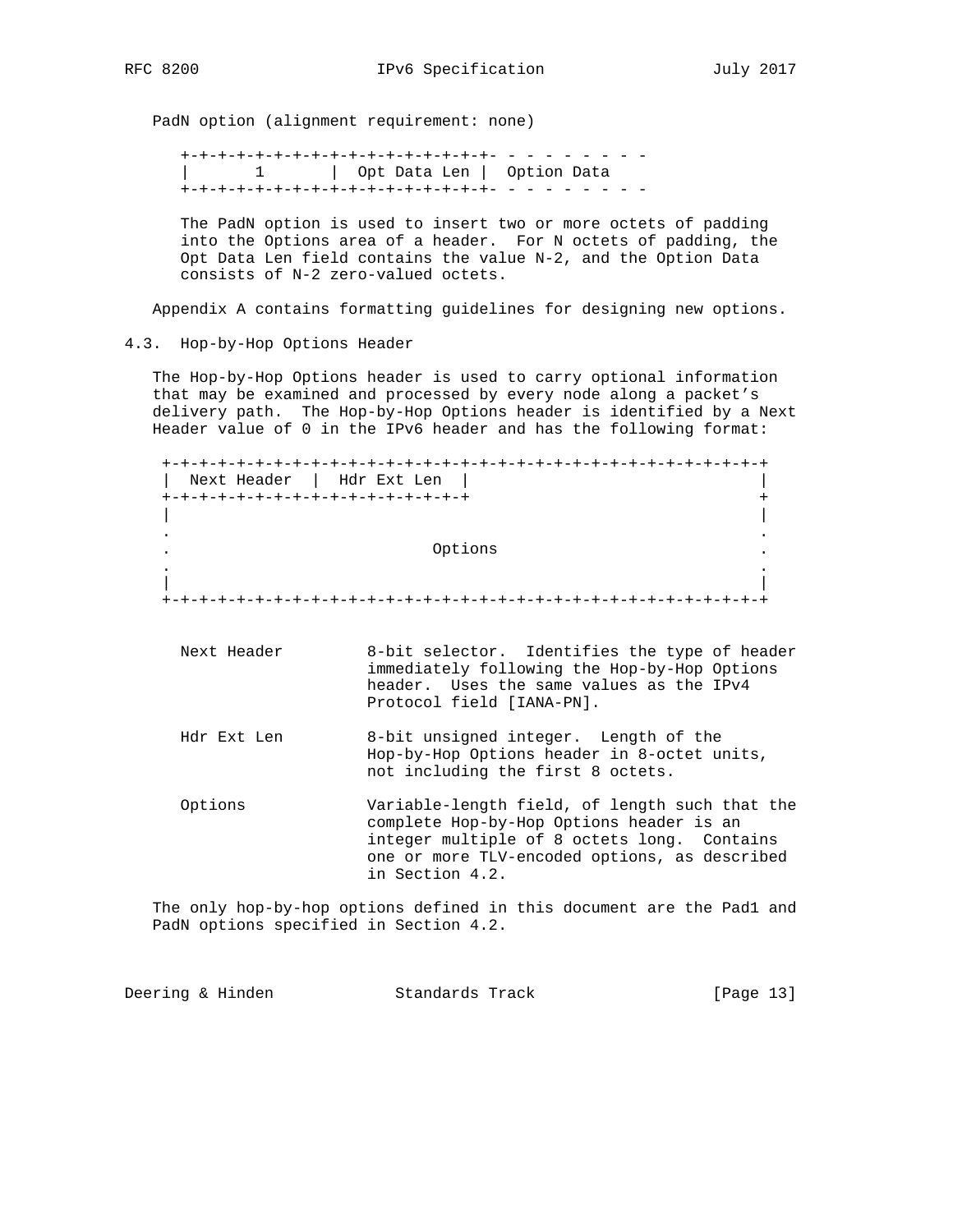PadN option (alignment requirement: none)

```
 +-+-+-+-+-+-+-+-+-+-+-+-+-+-+-+-+- - - - - - - - -
 |       1       |  Opt Data Len |  Option Data
 +-+-+-+-+-+-+-+-+-+-+-+-+-+-+-+-+- - - - - - - - -
```

The PadN option is used to insert two or more octets of padding into the Options area of a header. For N octets of padding, the Opt Data Len field contains the value N-2, and the Option Data consists of N-2 zero-valued octets.

Appendix A contains formatting guidelines for designing new options.

## 4.3. Hop-by-Hop Options Header

The Hop-by-Hop Options header is used to carry optional information that may be examined and processed by every node along a packet's delivery path. The Hop-by-Hop Options header is identified by a Next Header value of 0 in the IPv6 header and has the following format:

```
 +-+-+-+-+-+-+-+-+-+-+-+-+-+-+-+-+-+-+-+-+-+-+-+-+-+-+-+-+-+-+-+-+
 |  Next Header  |  Hdr Ext Len  |                               |
 +-+-+-+-+-+-+-+-+-+-+-+-+-+-+-+-+                               +
 |                                                               |
 .                                                               .
 .                            Options                            .
 .                                                               .
 |                                                               |
 +-+-+-+-+-+-+-+-+-+-+-+-+-+-+-+-+-+-+-+-+-+-+-+-+-+-+-+-+-+-+-+-+
```

Next Header — 8-bit selector. Identifies the type of header immediately following the Hop-by-Hop Options header. Uses the same values as the IPv4 Protocol field [IANA-PN].

Hdr Ext Len — 8-bit unsigned integer. Length of the Hop-by-Hop Options header in 8-octet units, not including the first 8 octets.

Options — Variable-length field, of length such that the complete Hop-by-Hop Options header is an integer multiple of 8 octets long. Contains one or more TLV-encoded options, as described in Section 4.2.

The only hop-by-hop options defined in this document are the Pad1 and PadN options specified in Section 4.2.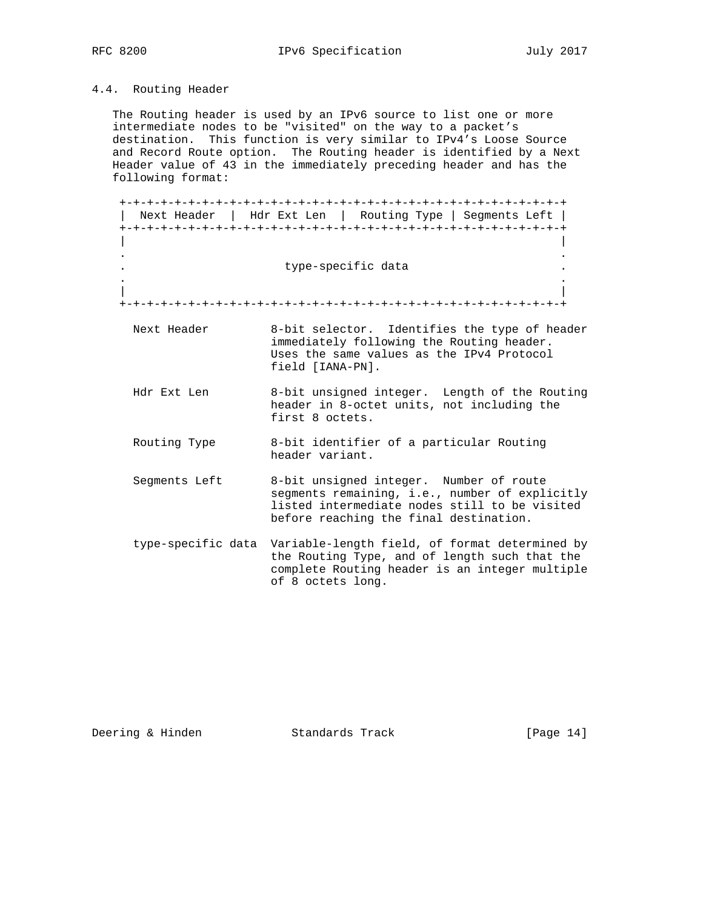## 4.4. Routing Header

The Routing header is used by an IPv6 source to list one or more intermediate nodes to be "visited" on the way to a packet's destination. This function is very similar to IPv4's Loose Source and Record Route option. The Routing header is identified by a Next Header value of 43 in the immediately preceding header and has the following format:

```
+-+-+-+-+-+-+-+-+-+-+-+-+-+-+-+-+-+-+-+-+-+-+-+-+-+-+-+-+-+-+-+-+
|  Next Header  |  Hdr Ext Len  |  Routing Type | Segments Left |
+-+-+-+-+-+-+-+-+-+-+-+-+-+-+-+-+-+-+-+-+-+-+-+-+-+-+-+-+-+-+-+-+
|                                                               |
.                                                               .
.                       type-specific data                      .
.                                                               .
|                                                               |
+-+-+-+-+-+-+-+-+-+-+-+-+-+-+-+-+-+-+-+-+-+-+-+-+-+-+-+-+-+-+-+-+
```

Next Header — 8-bit selector. Identifies the type of header immediately following the Routing header. Uses the same values as the IPv4 Protocol field [IANA-PN].

Hdr Ext Len — 8-bit unsigned integer. Length of the Routing header in 8-octet units, not including the first 8 octets.

Routing Type — 8-bit identifier of a particular Routing header variant.

Segments Left — 8-bit unsigned integer. Number of route segments remaining, i.e., number of explicitly listed intermediate nodes still to be visited before reaching the final destination.

type-specific data — Variable-length field, of format determined by the Routing Type, and of length such that the complete Routing header is an integer multiple of 8 octets long.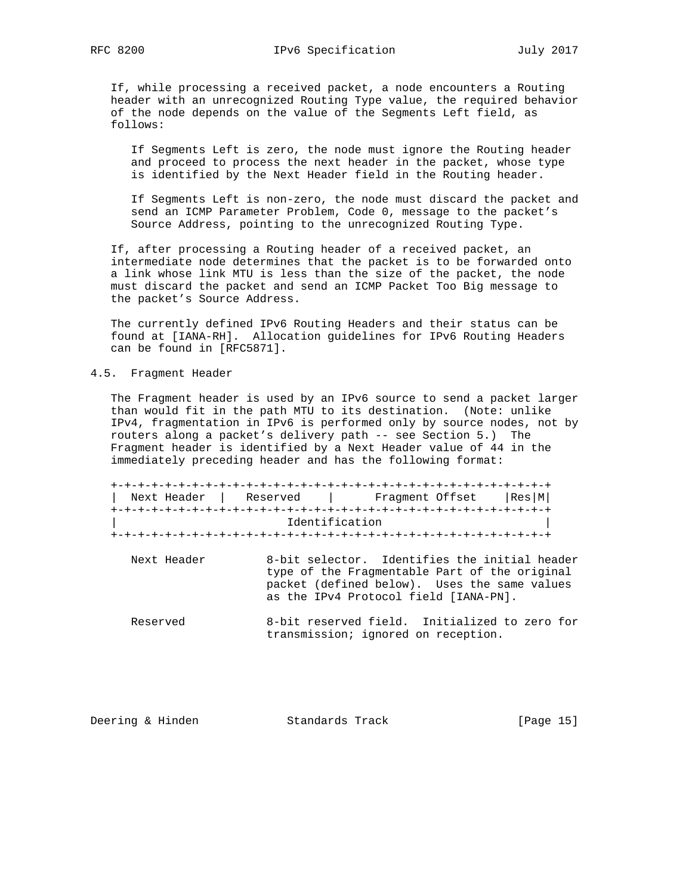If, while processing a received packet, a node encounters a Routing header with an unrecognized Routing Type value, the required behavior of the node depends on the value of the Segments Left field, as follows:

> If Segments Left is zero, the node must ignore the Routing header and proceed to process the next header in the packet, whose type is identified by the Next Header field in the Routing header.
>
> If Segments Left is non-zero, the node must discard the packet and send an ICMP Parameter Problem, Code 0, message to the packet's Source Address, pointing to the unrecognized Routing Type.

If, after processing a Routing header of a received packet, an intermediate node determines that the packet is to be forwarded onto a link whose link MTU is less than the size of the packet, the node must discard the packet and send an ICMP Packet Too Big message to the packet's Source Address.

The currently defined IPv6 Routing Headers and their status can be found at [IANA-RH]. Allocation guidelines for IPv6 Routing Headers can be found in [RFC5871].

## 4.5. Fragment Header

The Fragment header is used by an IPv6 source to send a packet larger than would fit in the path MTU to its destination. (Note: unlike IPv4, fragmentation in IPv6 is performed only by source nodes, not by routers along a packet's delivery path -- see Section 5.) The Fragment header is identified by a Next Header value of 44 in the immediately preceding header and has the following format:

```
+-+-+-+-+-+-+-+-+-+-+-+-+-+-+-+-+-+-+-+-+-+-+-+-+-+-+-+-+-+-+-+-+
|  Next Header  |   Reserved    |      Fragment Offset    |Res|M|
+-+-+-+-+-+-+-+-+-+-+-+-+-+-+-+-+-+-+-+-+-+-+-+-+-+-+-+-+-+-+-+-+
|                         Identification                        |
+-+-+-+-+-+-+-+-+-+-+-+-+-+-+-+-+-+-+-+-+-+-+-+-+-+-+-+-+-+-+-+-+
```

Next Header — 8-bit selector. Identifies the initial header type of the Fragmentable Part of the original packet (defined below). Uses the same values as the IPv4 Protocol field [IANA-PN].

Reserved — 8-bit reserved field. Initialized to zero for transmission; ignored on reception.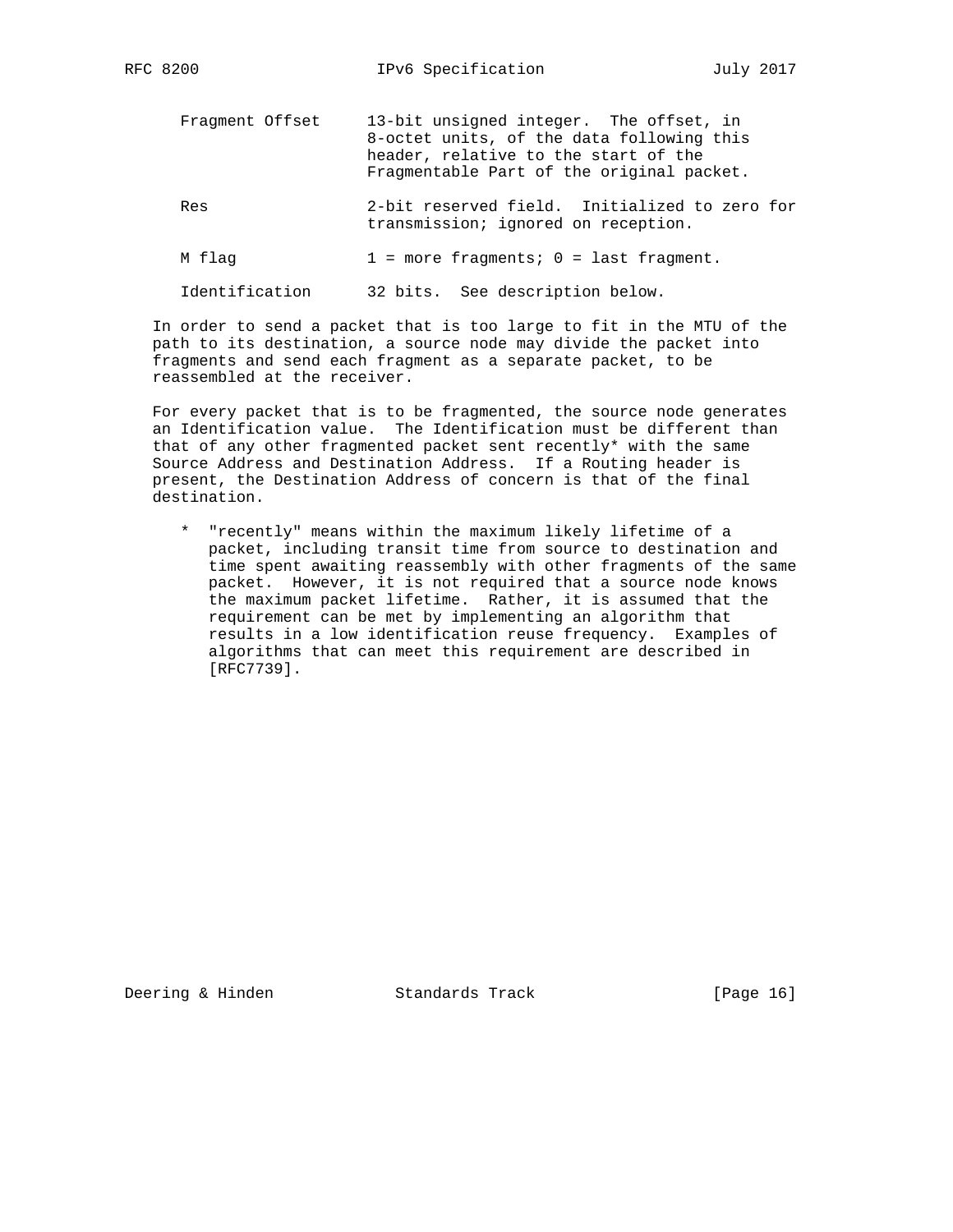Fragment Offset     13-bit unsigned integer.  The offset, in 8-octet units, of the data following this header, relative to the start of the Fragmentable Part of the original packet.

Res                 2-bit reserved field.  Initialized to zero for transmission; ignored on reception.

M flag              1 = more fragments; 0 = last fragment.

Identification      32 bits.  See description below.

In order to send a packet that is too large to fit in the MTU of the path to its destination, a source node may divide the packet into fragments and send each fragment as a separate packet, to be reassembled at the receiver.

For every packet that is to be fragmented, the source node generates an Identification value.  The Identification must be different than that of any other fragmented packet sent recently* with the same Source Address and Destination Address.  If a Routing header is present, the Destination Address of concern is that of the final destination.

* "recently" means within the maximum likely lifetime of a packet, including transit time from source to destination and time spent awaiting reassembly with other fragments of the same packet.  However, it is not required that a source node knows the maximum packet lifetime.  Rather, it is assumed that the requirement can be met by implementing an algorithm that results in a low identification reuse frequency.  Examples of algorithms that can meet this requirement are described in [RFC7739].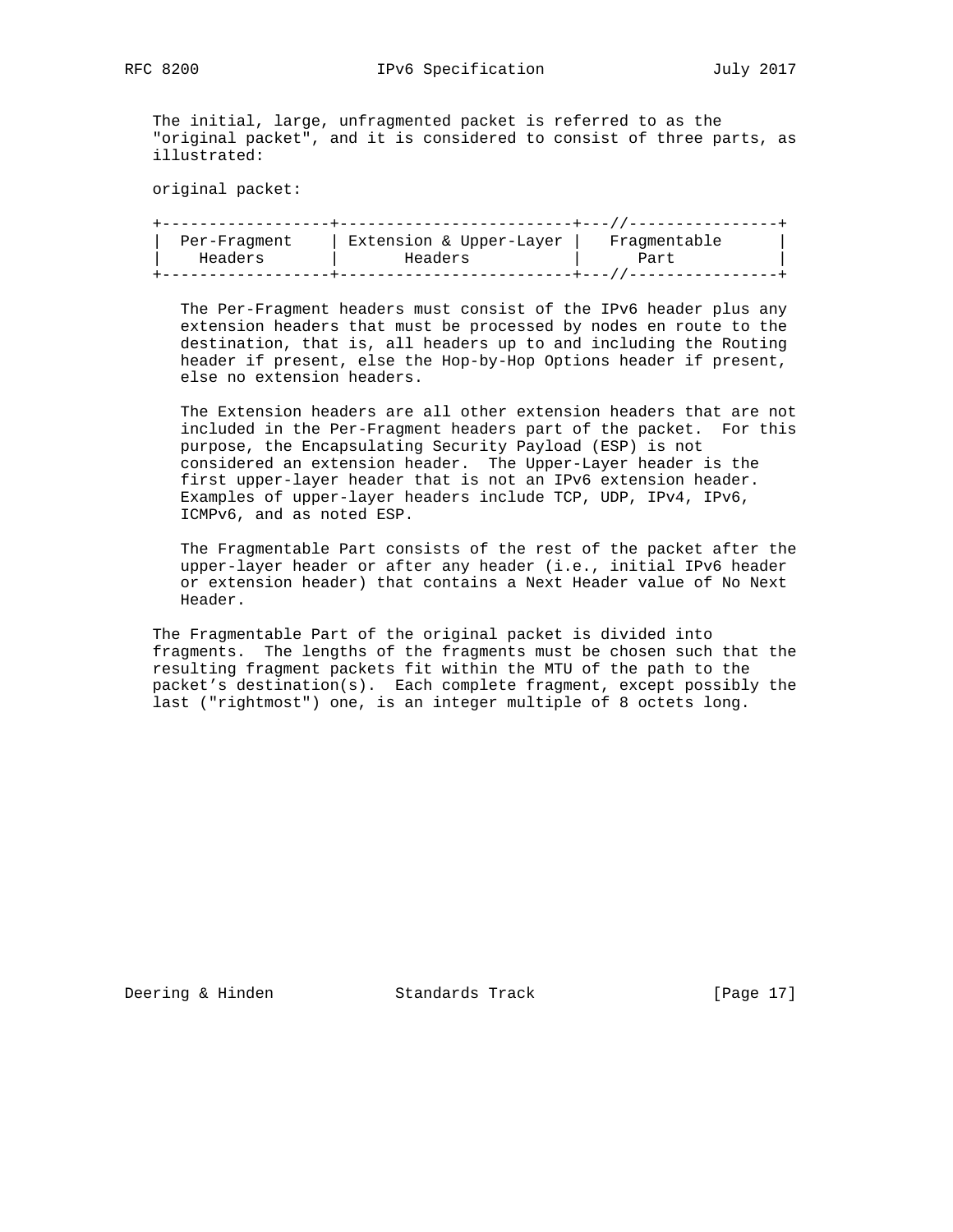The initial, large, unfragmented packet is referred to as the "original packet", and it is considered to consist of three parts, as illustrated:

original packet:

```
+------------------+-------------------------+---//----------------+
|  Per-Fragment    | Extension & Upper-Layer |   Fragmentable      |
|    Headers       |        Headers          |      Part           |
+------------------+-------------------------+---//----------------+
```

The Per-Fragment headers must consist of the IPv6 header plus any extension headers that must be processed by nodes en route to the destination, that is, all headers up to and including the Routing header if present, else the Hop-by-Hop Options header if present, else no extension headers.

The Extension headers are all other extension headers that are not included in the Per-Fragment headers part of the packet. For this purpose, the Encapsulating Security Payload (ESP) is not considered an extension header. The Upper-Layer header is the first upper-layer header that is not an IPv6 extension header. Examples of upper-layer headers include TCP, UDP, IPv4, IPv6, ICMPv6, and as noted ESP.

The Fragmentable Part consists of the rest of the packet after the upper-layer header or after any header (i.e., initial IPv6 header or extension header) that contains a Next Header value of No Next Header.

The Fragmentable Part of the original packet is divided into fragments. The lengths of the fragments must be chosen such that the resulting fragment packets fit within the MTU of the path to the packet's destination(s). Each complete fragment, except possibly the last ("rightmost") one, is an integer multiple of 8 octets long.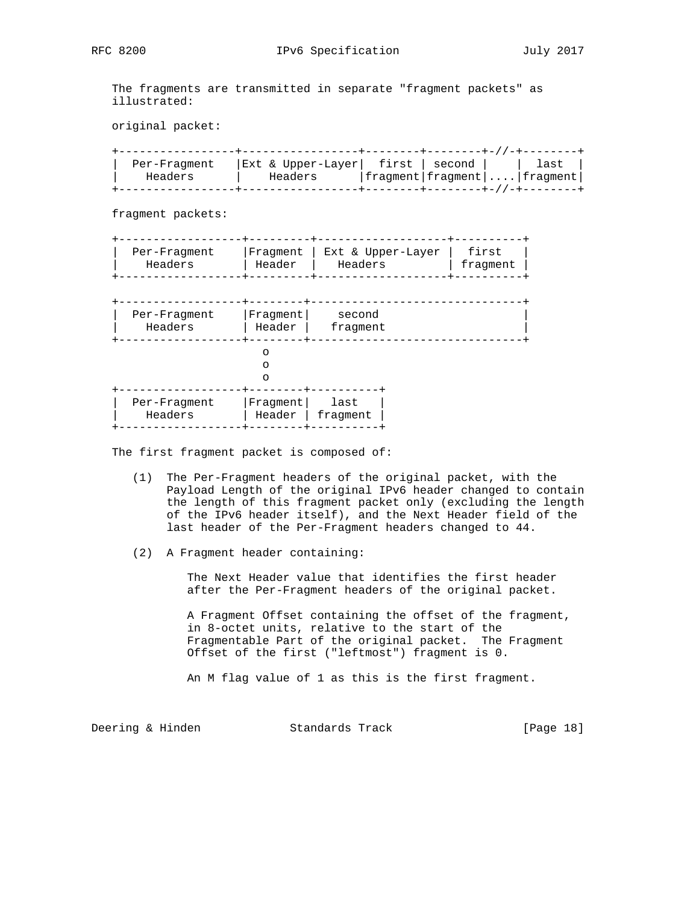The fragments are transmitted in separate "fragment packets" as illustrated:

original packet:

```
+-----------------+-----------------+--------+--------+-//-+--------+
|  Per-Fragment   |Ext & Upper-Layer|  first | second |    |  last  |
|    Headers      |    Headers      |fragment|fragment|....|fragment|
+-----------------+-----------------+--------+--------+-//-+--------+
```

fragment packets:

```
+------------------+---------+-------------------+----------+
|  Per-Fragment    |Fragment | Ext & Upper-Layer |  first   |
|    Headers       | Header  |   Headers         | fragment |
+------------------+---------+-------------------+----------+

+------------------+--------+-------------------------------+
|  Per-Fragment    |Fragment|    second                     |
|    Headers       | Header |   fragment                    |
+------------------+--------+-------------------------------+
                      o
                      o
                      o
+------------------+--------+----------+
|  Per-Fragment    |Fragment|   last   |
|    Headers       | Header | fragment |
+------------------+--------+----------+
```

The first fragment packet is composed of:

(1) The Per-Fragment headers of the original packet, with the Payload Length of the original IPv6 header changed to contain the length of this fragment packet only (excluding the length of the IPv6 header itself), and the Next Header field of the last header of the Per-Fragment headers changed to 44.

(2) A Fragment header containing:

The Next Header value that identifies the first header after the Per-Fragment headers of the original packet.

A Fragment Offset containing the offset of the fragment, in 8-octet units, relative to the start of the Fragmentable Part of the original packet. The Fragment Offset of the first ("leftmost") fragment is 0.

An M flag value of 1 as this is the first fragment.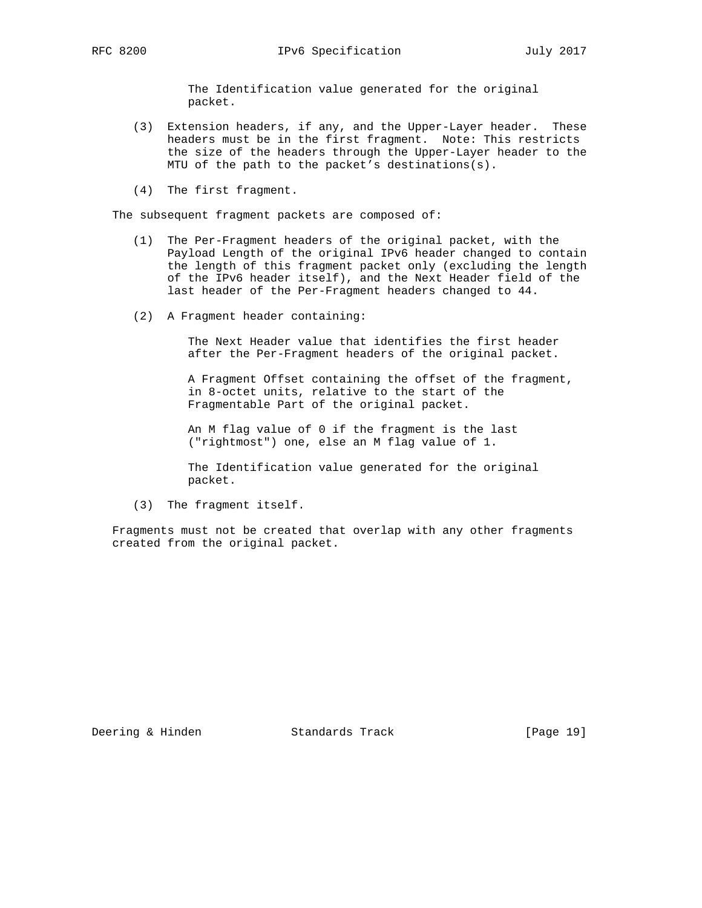The Identification value generated for the original packet.

(3) Extension headers, if any, and the Upper-Layer header. These headers must be in the first fragment. Note: This restricts the size of the headers through the Upper-Layer header to the MTU of the path to the packet's destinations(s).

(4) The first fragment.

The subsequent fragment packets are composed of:

(1) The Per-Fragment headers of the original packet, with the Payload Length of the original IPv6 header changed to contain the length of this fragment packet only (excluding the length of the IPv6 header itself), and the Next Header field of the last header of the Per-Fragment headers changed to 44.

(2) A Fragment header containing:

The Next Header value that identifies the first header after the Per-Fragment headers of the original packet.

A Fragment Offset containing the offset of the fragment, in 8-octet units, relative to the start of the Fragmentable Part of the original packet.

An M flag value of 0 if the fragment is the last ("rightmost") one, else an M flag value of 1.

The Identification value generated for the original packet.

(3) The fragment itself.

Fragments must not be created that overlap with any other fragments created from the original packet.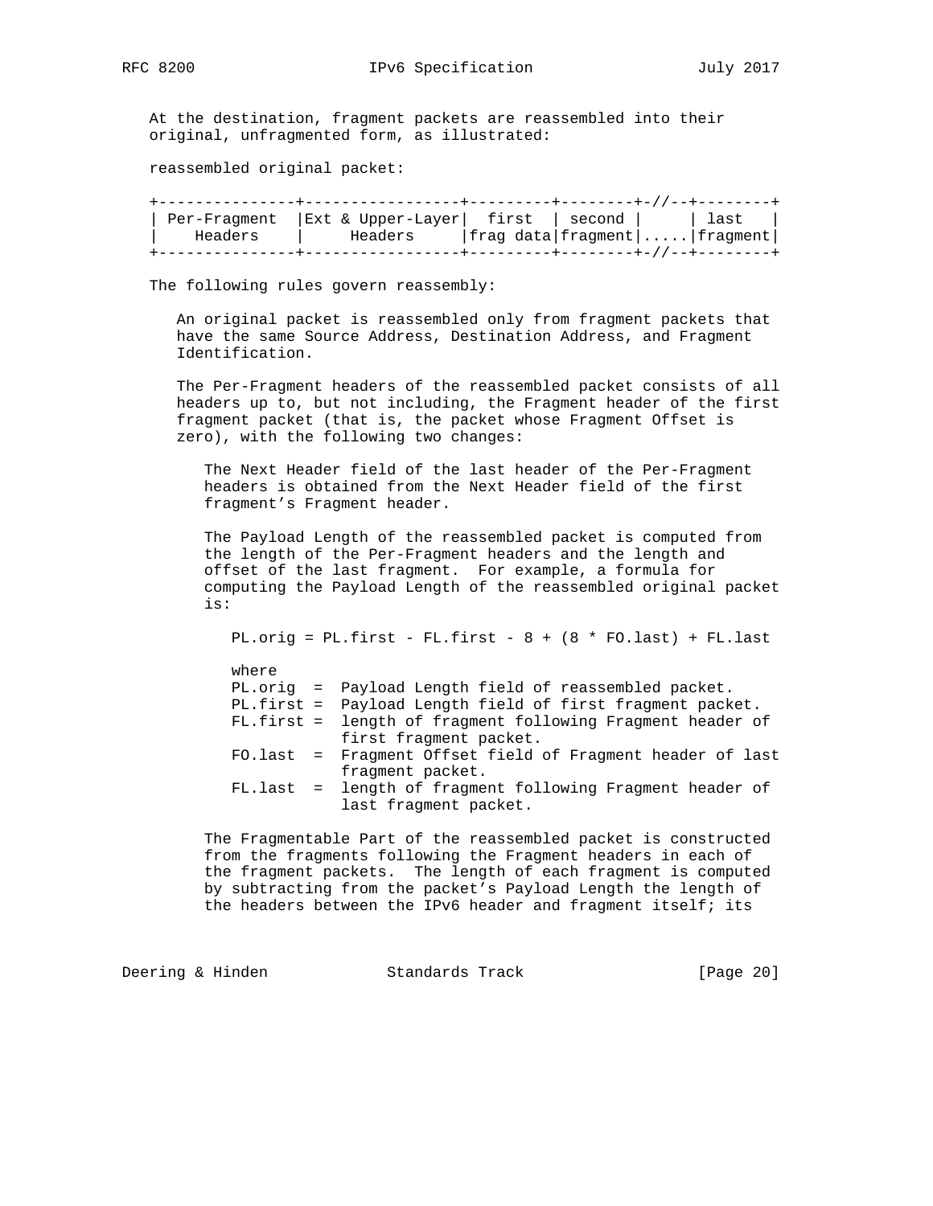At the destination, fragment packets are reassembled into their original, unfragmented form, as illustrated:

reassembled original packet:

```
+---------------+-----------------+---------+--------+-//--+--------+
| Per-Fragment  |Ext & Upper-Layer|  first  | second |     | last   |
|    Headers    |     Headers     |frag data|fragment|.....|fragment|
+---------------+-----------------+---------+--------+-//--+--------+
```

The following rules govern reassembly:

An original packet is reassembled only from fragment packets that have the same Source Address, Destination Address, and Fragment Identification.

The Per-Fragment headers of the reassembled packet consists of all headers up to, but not including, the Fragment header of the first fragment packet (that is, the packet whose Fragment Offset is zero), with the following two changes:

The Next Header field of the last header of the Per-Fragment headers is obtained from the Next Header field of the first fragment's Fragment header.

The Payload Length of the reassembled packet is computed from the length of the Per-Fragment headers and the length and offset of the last fragment. For example, a formula for computing the Payload Length of the reassembled original packet is:

```
PL.orig = PL.first - FL.first - 8 + (8 * FO.last) + FL.last

where
PL.orig  =  Payload Length field of reassembled packet.
PL.first =  Payload Length field of first fragment packet.
FL.first =  length of fragment following Fragment header of
            first fragment packet.
FO.last  =  Fragment Offset field of Fragment header of last
            fragment packet.
FL.last  =  length of fragment following Fragment header of
            last fragment packet.
```

The Fragmentable Part of the reassembled packet is constructed from the fragments following the Fragment headers in each of the fragment packets. The length of each fragment is computed by subtracting from the packet's Payload Length the length of the headers between the IPv6 header and fragment itself; its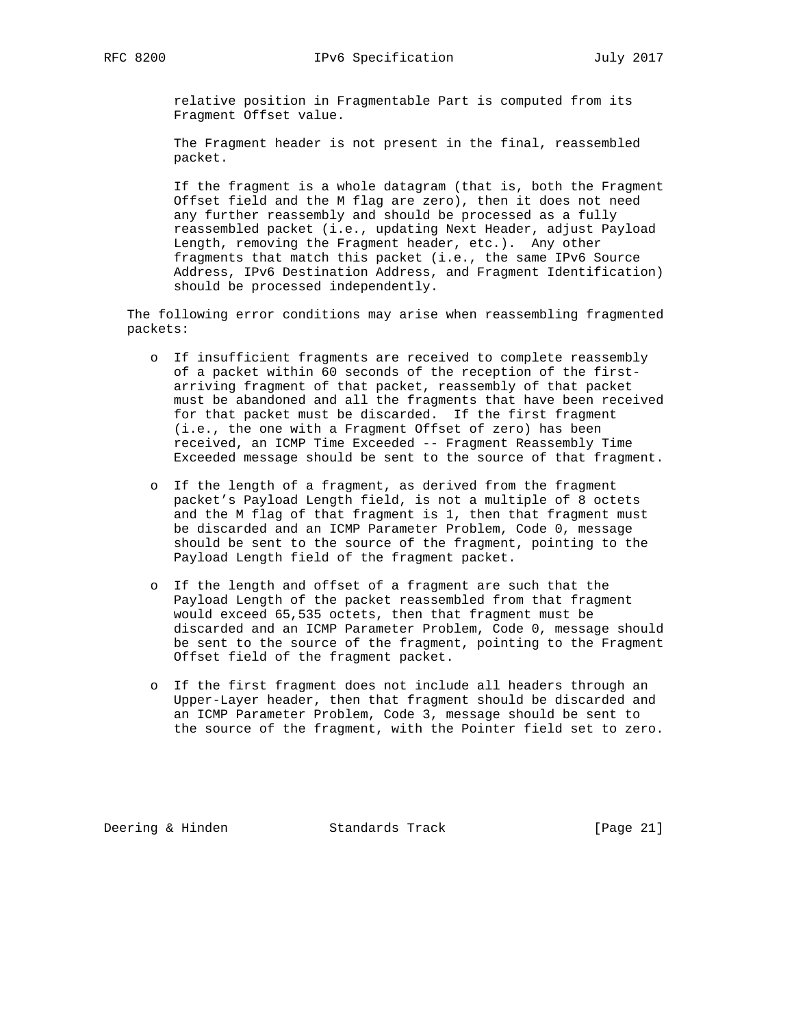relative position in Fragmentable Part is computed from its Fragment Offset value.

The Fragment header is not present in the final, reassembled packet.

If the fragment is a whole datagram (that is, both the Fragment Offset field and the M flag are zero), then it does not need any further reassembly and should be processed as a fully reassembled packet (i.e., updating Next Header, adjust Payload Length, removing the Fragment header, etc.). Any other fragments that match this packet (i.e., the same IPv6 Source Address, IPv6 Destination Address, and Fragment Identification) should be processed independently.

The following error conditions may arise when reassembling fragmented packets:

- If insufficient fragments are received to complete reassembly of a packet within 60 seconds of the reception of the first-arriving fragment of that packet, reassembly of that packet must be abandoned and all the fragments that have been received for that packet must be discarded. If the first fragment (i.e., the one with a Fragment Offset of zero) has been received, an ICMP Time Exceeded -- Fragment Reassembly Time Exceeded message should be sent to the source of that fragment.

- If the length of a fragment, as derived from the fragment packet's Payload Length field, is not a multiple of 8 octets and the M flag of that fragment is 1, then that fragment must be discarded and an ICMP Parameter Problem, Code 0, message should be sent to the source of the fragment, pointing to the Payload Length field of the fragment packet.

- If the length and offset of a fragment are such that the Payload Length of the packet reassembled from that fragment would exceed 65,535 octets, then that fragment must be discarded and an ICMP Parameter Problem, Code 0, message should be sent to the source of the fragment, pointing to the Fragment Offset field of the fragment packet.

- If the first fragment does not include all headers through an Upper-Layer header, then that fragment should be discarded and an ICMP Parameter Problem, Code 3, message should be sent to the source of the fragment, with the Pointer field set to zero.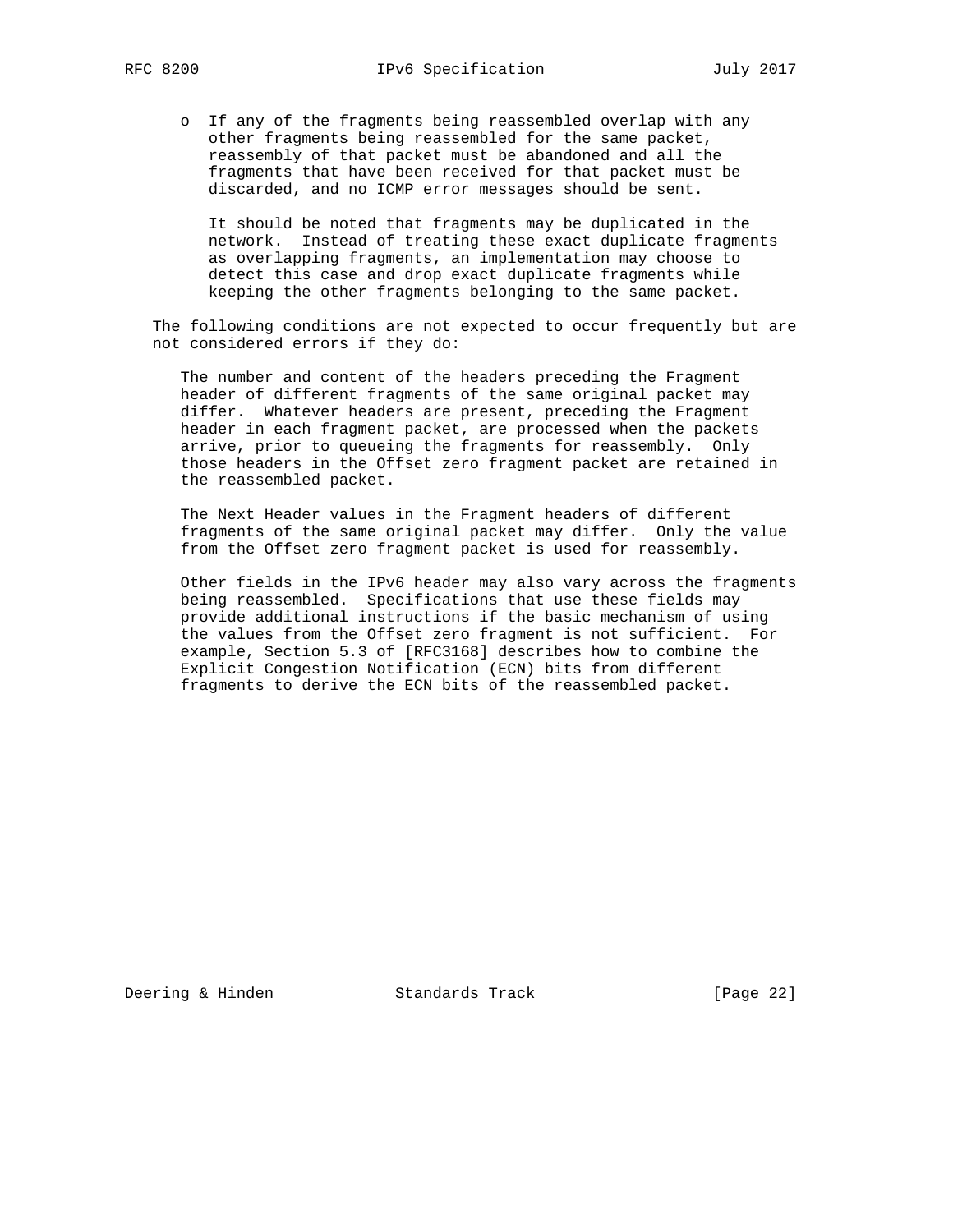- If any of the fragments being reassembled overlap with any other fragments being reassembled for the same packet, reassembly of that packet must be abandoned and all the fragments that have been received for that packet must be discarded, and no ICMP error messages should be sent.

  It should be noted that fragments may be duplicated in the network. Instead of treating these exact duplicate fragments as overlapping fragments, an implementation may choose to detect this case and drop exact duplicate fragments while keeping the other fragments belonging to the same packet.

The following conditions are not expected to occur frequently but are not considered errors if they do:

The number and content of the headers preceding the Fragment header of different fragments of the same original packet may differ. Whatever headers are present, preceding the Fragment header in each fragment packet, are processed when the packets arrive, prior to queueing the fragments for reassembly. Only those headers in the Offset zero fragment packet are retained in the reassembled packet.

The Next Header values in the Fragment headers of different fragments of the same original packet may differ. Only the value from the Offset zero fragment packet is used for reassembly.

Other fields in the IPv6 header may also vary across the fragments being reassembled. Specifications that use these fields may provide additional instructions if the basic mechanism of using the values from the Offset zero fragment is not sufficient. For example, Section 5.3 of [RFC3168] describes how to combine the Explicit Congestion Notification (ECN) bits from different fragments to derive the ECN bits of the reassembled packet.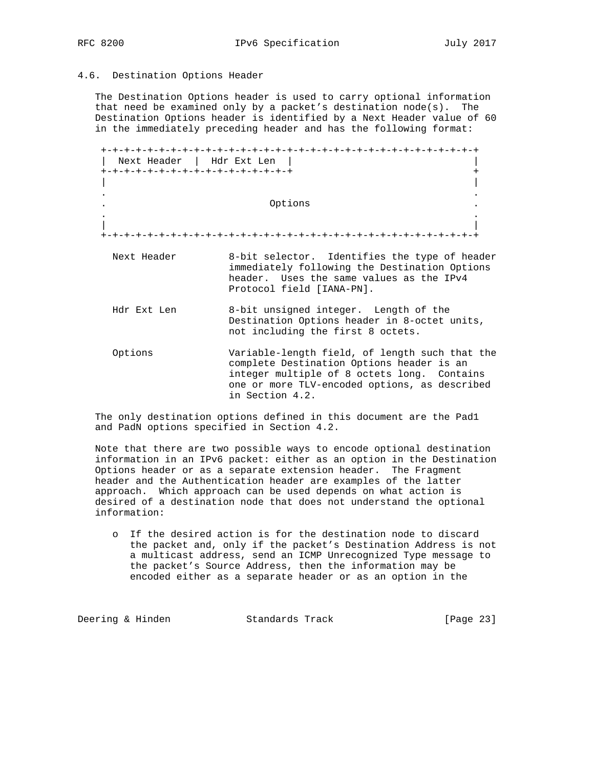### 4.6. Destination Options Header

The Destination Options header is used to carry optional information that need be examined only by a packet's destination node(s). The Destination Options header is identified by a Next Header value of 60 in the immediately preceding header and has the following format:

```
 +-+-+-+-+-+-+-+-+-+-+-+-+-+-+-+-+-+-+-+-+-+-+-+-+-+-+-+-+-+-+-+-+
 |  Next Header  |  Hdr Ext Len  |                               |
 +-+-+-+-+-+-+-+-+-+-+-+-+-+-+-+-+                               +
 |                                                               |
 .                                                               .
 .                            Options                            .
 .                                                               .
 |                                                               |
 +-+-+-+-+-+-+-+-+-+-+-+-+-+-+-+-+-+-+-+-+-+-+-+-+-+-+-+-+-+-+-+-+
```

Next Header — 8-bit selector. Identifies the type of header immediately following the Destination Options header. Uses the same values as the IPv4 Protocol field [IANA-PN].

Hdr Ext Len — 8-bit unsigned integer. Length of the Destination Options header in 8-octet units, not including the first 8 octets.

Options — Variable-length field, of length such that the complete Destination Options header is an integer multiple of 8 octets long. Contains one or more TLV-encoded options, as described in Section 4.2.

The only destination options defined in this document are the Pad1 and PadN options specified in Section 4.2.

Note that there are two possible ways to encode optional destination information in an IPv6 packet: either as an option in the Destination Options header or as a separate extension header. The Fragment header and the Authentication header are examples of the latter approach. Which approach can be used depends on what action is desired of a destination node that does not understand the optional information:

- If the desired action is for the destination node to discard the packet and, only if the packet's Destination Address is not a multicast address, send an ICMP Unrecognized Type message to the packet's Source Address, then the information may be encoded either as a separate header or as an option in the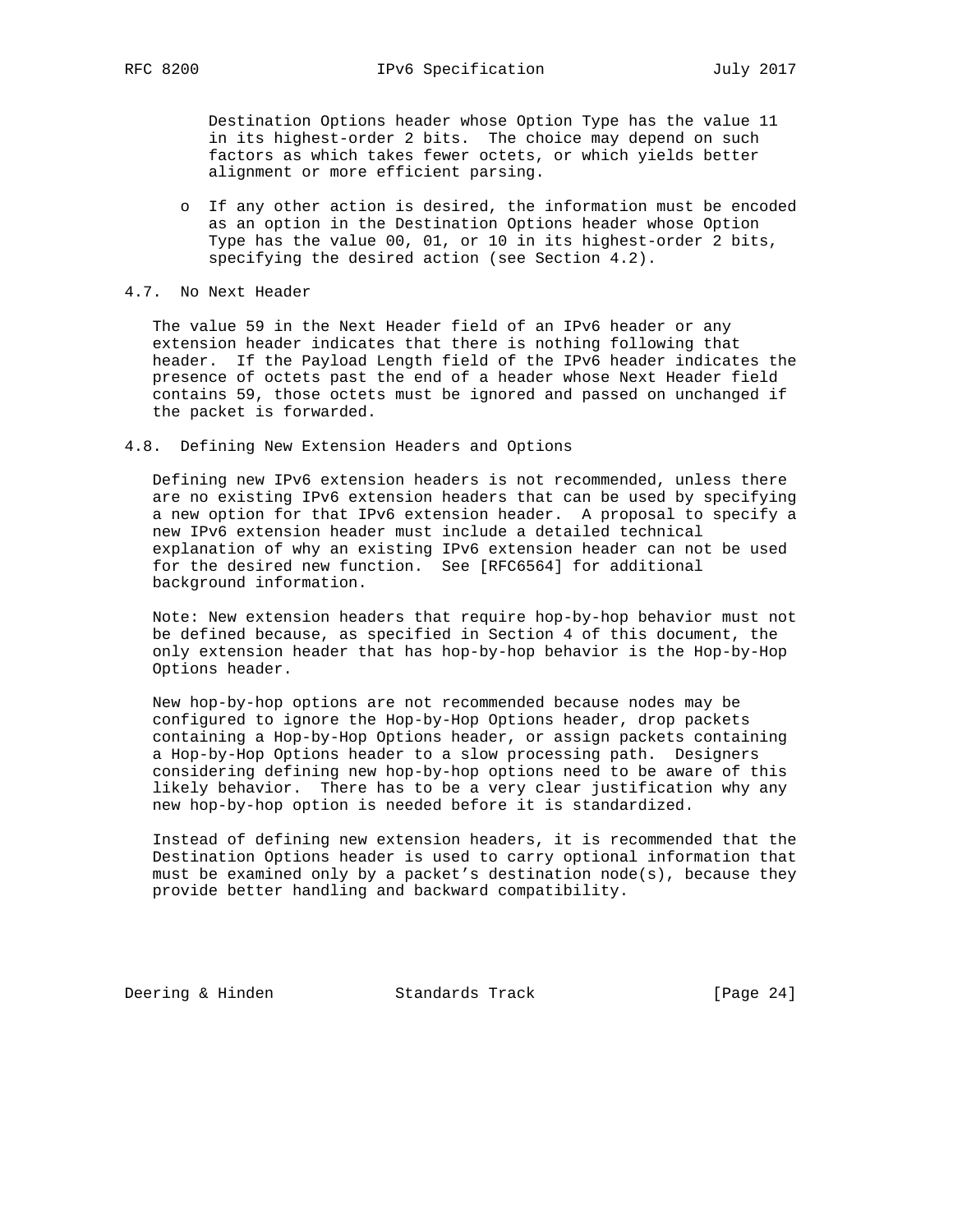Destination Options header whose Option Type has the value 11 in its highest-order 2 bits. The choice may depend on such factors as which takes fewer octets, or which yields better alignment or more efficient parsing.

- If any other action is desired, the information must be encoded as an option in the Destination Options header whose Option Type has the value 00, 01, or 10 in its highest-order 2 bits, specifying the desired action (see Section 4.2).

## 4.7. No Next Header

The value 59 in the Next Header field of an IPv6 header or any extension header indicates that there is nothing following that header. If the Payload Length field of the IPv6 header indicates the presence of octets past the end of a header whose Next Header field contains 59, those octets must be ignored and passed on unchanged if the packet is forwarded.

## 4.8. Defining New Extension Headers and Options

Defining new IPv6 extension headers is not recommended, unless there are no existing IPv6 extension headers that can be used by specifying a new option for that IPv6 extension header. A proposal to specify a new IPv6 extension header must include a detailed technical explanation of why an existing IPv6 extension header can not be used for the desired new function. See [RFC6564] for additional background information.

Note: New extension headers that require hop-by-hop behavior must not be defined because, as specified in Section 4 of this document, the only extension header that has hop-by-hop behavior is the Hop-by-Hop Options header.

New hop-by-hop options are not recommended because nodes may be configured to ignore the Hop-by-Hop Options header, drop packets containing a Hop-by-Hop Options header, or assign packets containing a Hop-by-Hop Options header to a slow processing path. Designers considering defining new hop-by-hop options need to be aware of this likely behavior. There has to be a very clear justification why any new hop-by-hop option is needed before it is standardized.

Instead of defining new extension headers, it is recommended that the Destination Options header is used to carry optional information that must be examined only by a packet's destination node(s), because they provide better handling and backward compatibility.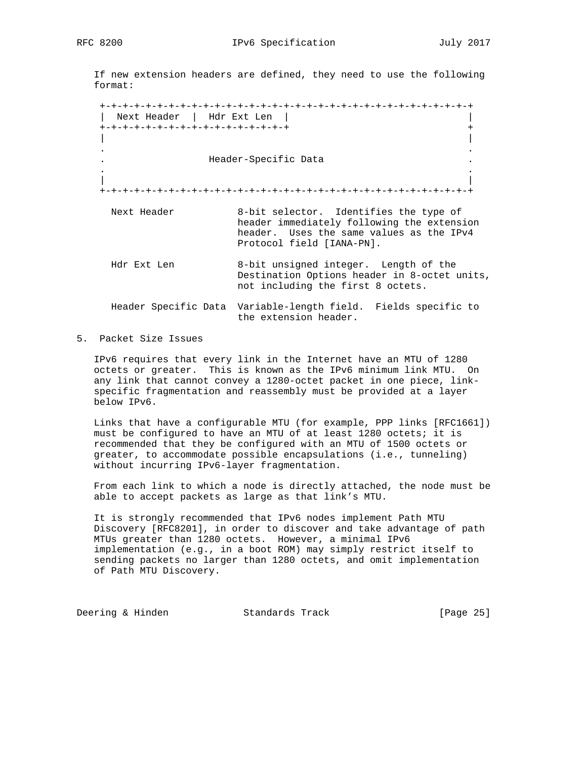If new extension headers are defined, they need to use the following format:

```
 +-+-+-+-+-+-+-+-+-+-+-+-+-+-+-+-+-+-+-+-+-+-+-+-+-+-+-+-+-+-+-+-+
 |  Next Header  |  Hdr Ext Len  |                               |
 +-+-+-+-+-+-+-+-+-+-+-+-+-+-+-+-+                               +
 |                                                               |
 .                                                               .
 .                  Header-Specific Data                         .
 .                                                               .
 |                                                               |
 +-+-+-+-+-+-+-+-+-+-+-+-+-+-+-+-+-+-+-+-+-+-+-+-+-+-+-+-+-+-+-+-+
```

Next Header — 8-bit selector. Identifies the type of header immediately following the extension header. Uses the same values as the IPv4 Protocol field [IANA-PN].

Hdr Ext Len — 8-bit unsigned integer. Length of the Destination Options header in 8-octet units, not including the first 8 octets.

Header Specific Data — Variable-length field. Fields specific to the extension header.

## 5. Packet Size Issues

IPv6 requires that every link in the Internet have an MTU of 1280 octets or greater. This is known as the IPv6 minimum link MTU. On any link that cannot convey a 1280-octet packet in one piece, link-specific fragmentation and reassembly must be provided at a layer below IPv6.

Links that have a configurable MTU (for example, PPP links [RFC1661]) must be configured to have an MTU of at least 1280 octets; it is recommended that they be configured with an MTU of 1500 octets or greater, to accommodate possible encapsulations (i.e., tunneling) without incurring IPv6-layer fragmentation.

From each link to which a node is directly attached, the node must be able to accept packets as large as that link's MTU.

It is strongly recommended that IPv6 nodes implement Path MTU Discovery [RFC8201], in order to discover and take advantage of path MTUs greater than 1280 octets. However, a minimal IPv6 implementation (e.g., in a boot ROM) may simply restrict itself to sending packets no larger than 1280 octets, and omit implementation of Path MTU Discovery.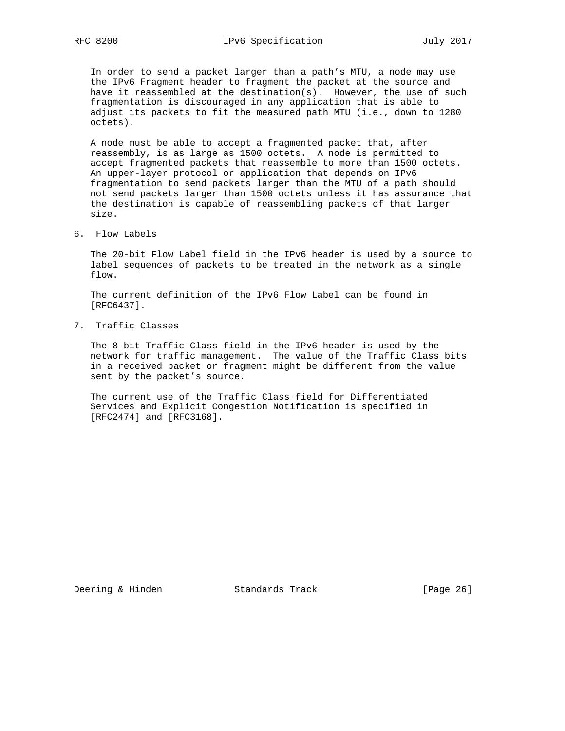In order to send a packet larger than a path's MTU, a node may use the IPv6 Fragment header to fragment the packet at the source and have it reassembled at the destination(s). However, the use of such fragmentation is discouraged in any application that is able to adjust its packets to fit the measured path MTU (i.e., down to 1280 octets).

A node must be able to accept a fragmented packet that, after reassembly, is as large as 1500 octets. A node is permitted to accept fragmented packets that reassemble to more than 1500 octets. An upper-layer protocol or application that depends on IPv6 fragmentation to send packets larger than the MTU of a path should not send packets larger than 1500 octets unless it has assurance that the destination is capable of reassembling packets of that larger size.

## 6. Flow Labels

The 20-bit Flow Label field in the IPv6 header is used by a source to label sequences of packets to be treated in the network as a single flow.

The current definition of the IPv6 Flow Label can be found in [RFC6437].

## 7. Traffic Classes

The 8-bit Traffic Class field in the IPv6 header is used by the network for traffic management. The value of the Traffic Class bits in a received packet or fragment might be different from the value sent by the packet's source.

The current use of the Traffic Class field for Differentiated Services and Explicit Congestion Notification is specified in [RFC2474] and [RFC3168].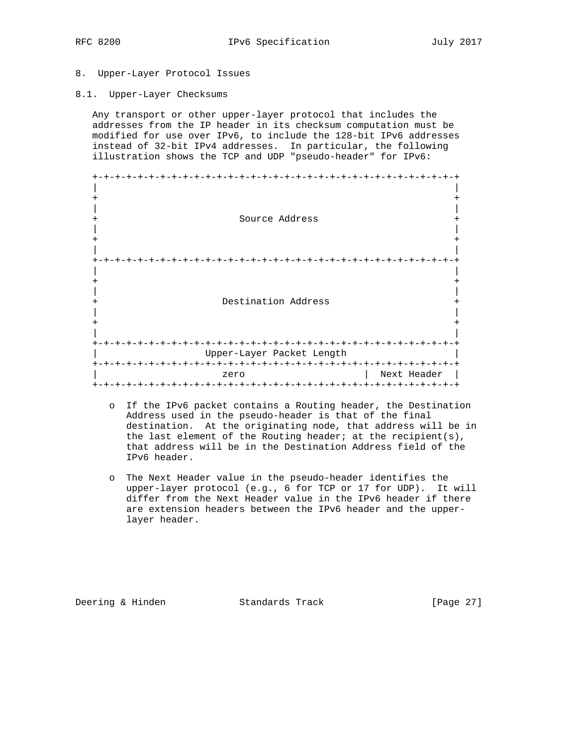## 8. Upper-Layer Protocol Issues

### 8.1. Upper-Layer Checksums

Any transport or other upper-layer protocol that includes the addresses from the IP header in its checksum computation must be modified for use over IPv6, to include the 128-bit IPv6 addresses instead of 32-bit IPv4 addresses. In particular, the following illustration shows the TCP and UDP "pseudo-header" for IPv6:

```
+-+-+-+-+-+-+-+-+-+-+-+-+-+-+-+-+-+-+-+-+-+-+-+-+-+-+-+-+-+-+-+-+
|                                                               |
+                                                               +
|                                                               |
+                         Source Address                        +
|                                                               |
+                                                               +
|                                                               |
+-+-+-+-+-+-+-+-+-+-+-+-+-+-+-+-+-+-+-+-+-+-+-+-+-+-+-+-+-+-+-+-+
|                                                               |
+                                                               +
|                                                               |
+                      Destination Address                      +
|                                                               |
+                                                               +
|                                                               |
+-+-+-+-+-+-+-+-+-+-+-+-+-+-+-+-+-+-+-+-+-+-+-+-+-+-+-+-+-+-+-+-+
|                   Upper-Layer Packet Length                   |
+-+-+-+-+-+-+-+-+-+-+-+-+-+-+-+-+-+-+-+-+-+-+-+-+-+-+-+-+-+-+-+-+
|                      zero                     |  Next Header  |
+-+-+-+-+-+-+-+-+-+-+-+-+-+-+-+-+-+-+-+-+-+-+-+-+-+-+-+-+-+-+-+-+
```

- If the IPv6 packet contains a Routing header, the Destination Address used in the pseudo-header is that of the final destination. At the originating node, that address will be in the last element of the Routing header; at the recipient(s), that address will be in the Destination Address field of the IPv6 header.

- The Next Header value in the pseudo-header identifies the upper-layer protocol (e.g., 6 for TCP or 17 for UDP). It will differ from the Next Header value in the IPv6 header if there are extension headers between the IPv6 header and the upper-layer header.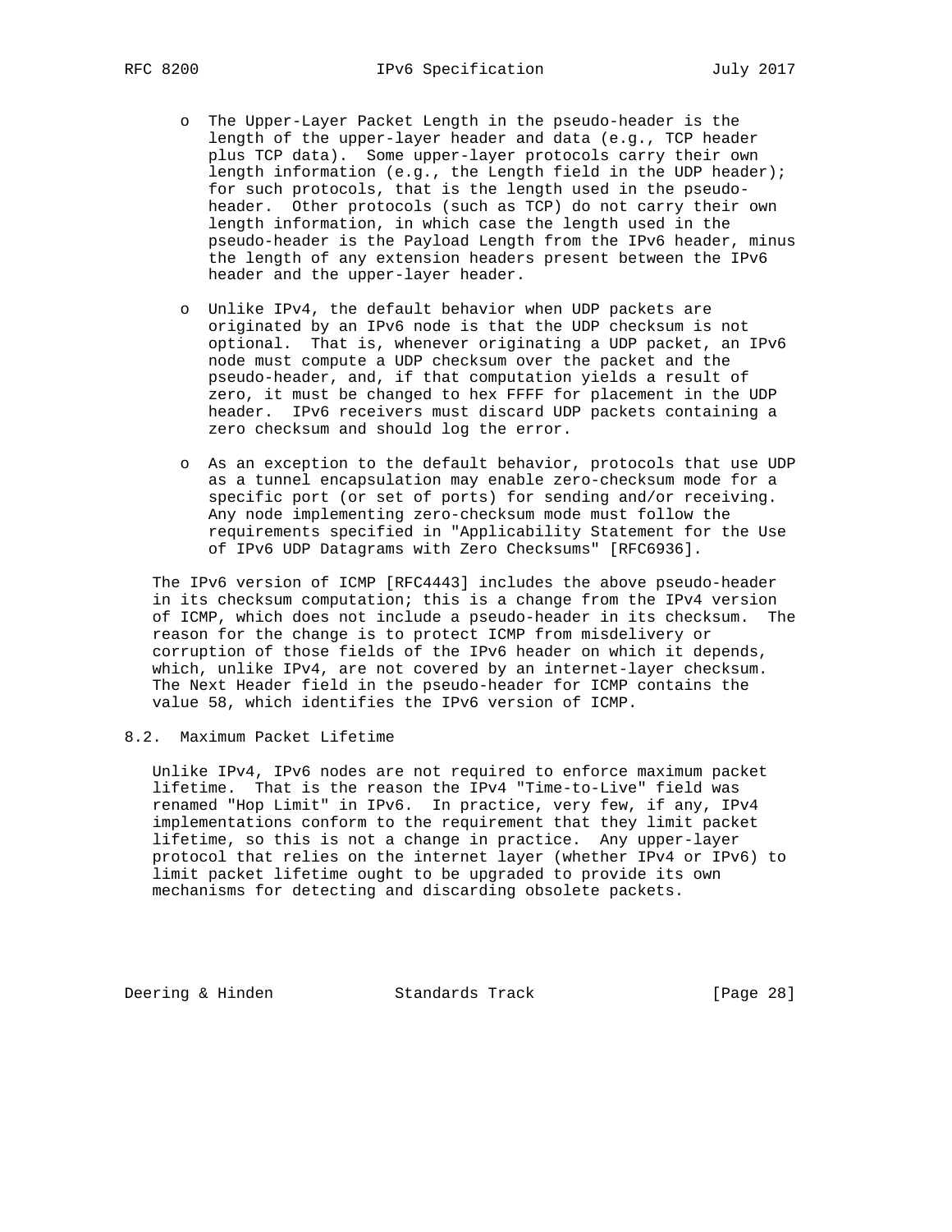- The Upper-Layer Packet Length in the pseudo-header is the length of the upper-layer header and data (e.g., TCP header plus TCP data). Some upper-layer protocols carry their own length information (e.g., the Length field in the UDP header); for such protocols, that is the length used in the pseudo-header. Other protocols (such as TCP) do not carry their own length information, in which case the length used in the pseudo-header is the Payload Length from the IPv6 header, minus the length of any extension headers present between the IPv6 header and the upper-layer header.

- Unlike IPv4, the default behavior when UDP packets are originated by an IPv6 node is that the UDP checksum is not optional. That is, whenever originating a UDP packet, an IPv6 node must compute a UDP checksum over the packet and the pseudo-header, and, if that computation yields a result of zero, it must be changed to hex FFFF for placement in the UDP header. IPv6 receivers must discard UDP packets containing a zero checksum and should log the error.

- As an exception to the default behavior, protocols that use UDP as a tunnel encapsulation may enable zero-checksum mode for a specific port (or set of ports) for sending and/or receiving. Any node implementing zero-checksum mode must follow the requirements specified in "Applicability Statement for the Use of IPv6 UDP Datagrams with Zero Checksums" [RFC6936].

The IPv6 version of ICMP [RFC4443] includes the above pseudo-header in its checksum computation; this is a change from the IPv4 version of ICMP, which does not include a pseudo-header in its checksum. The reason for the change is to protect ICMP from misdelivery or corruption of those fields of the IPv6 header on which it depends, which, unlike IPv4, are not covered by an internet-layer checksum. The Next Header field in the pseudo-header for ICMP contains the value 58, which identifies the IPv6 version of ICMP.

## 8.2. Maximum Packet Lifetime

Unlike IPv4, IPv6 nodes are not required to enforce maximum packet lifetime. That is the reason the IPv4 "Time-to-Live" field was renamed "Hop Limit" in IPv6. In practice, very few, if any, IPv4 implementations conform to the requirement that they limit packet lifetime, so this is not a change in practice. Any upper-layer protocol that relies on the internet layer (whether IPv4 or IPv6) to limit packet lifetime ought to be upgraded to provide its own mechanisms for detecting and discarding obsolete packets.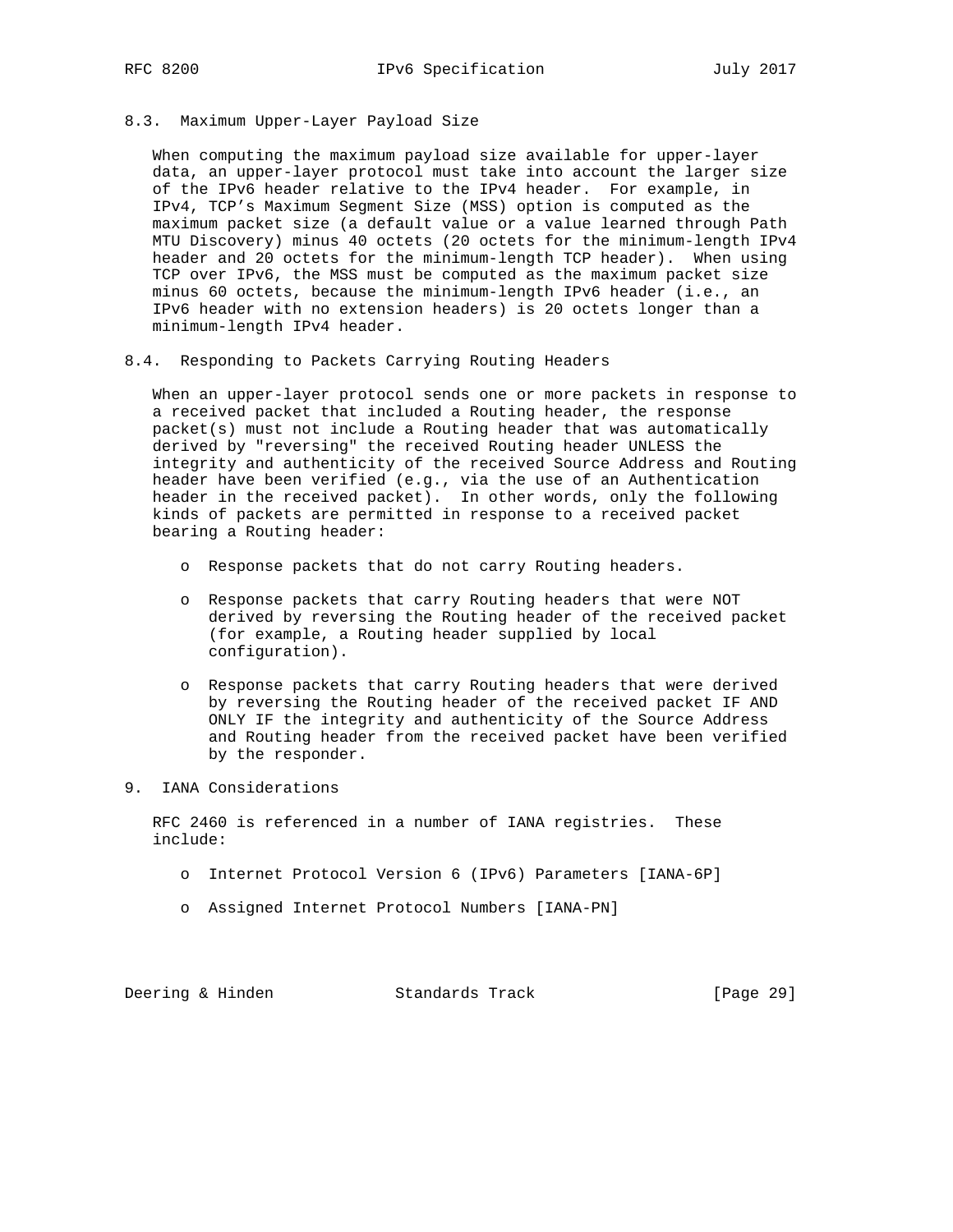### 8.3. Maximum Upper-Layer Payload Size

When computing the maximum payload size available for upper-layer data, an upper-layer protocol must take into account the larger size of the IPv6 header relative to the IPv4 header. For example, in IPv4, TCP's Maximum Segment Size (MSS) option is computed as the maximum packet size (a default value or a value learned through Path MTU Discovery) minus 40 octets (20 octets for the minimum-length IPv4 header and 20 octets for the minimum-length TCP header). When using TCP over IPv6, the MSS must be computed as the maximum packet size minus 60 octets, because the minimum-length IPv6 header (i.e., an IPv6 header with no extension headers) is 20 octets longer than a minimum-length IPv4 header.

### 8.4. Responding to Packets Carrying Routing Headers

When an upper-layer protocol sends one or more packets in response to a received packet that included a Routing header, the response packet(s) must not include a Routing header that was automatically derived by "reversing" the received Routing header UNLESS the integrity and authenticity of the received Source Address and Routing header have been verified (e.g., via the use of an Authentication header in the received packet). In other words, only the following kinds of packets are permitted in response to a received packet bearing a Routing header:

- Response packets that do not carry Routing headers.
- Response packets that carry Routing headers that were NOT derived by reversing the Routing header of the received packet (for example, a Routing header supplied by local configuration).
- Response packets that carry Routing headers that were derived by reversing the Routing header of the received packet IF AND ONLY IF the integrity and authenticity of the Source Address and Routing header from the received packet have been verified by the responder.

## 9. IANA Considerations

RFC 2460 is referenced in a number of IANA registries. These include:

- Internet Protocol Version 6 (IPv6) Parameters [IANA-6P]
- Assigned Internet Protocol Numbers [IANA-PN]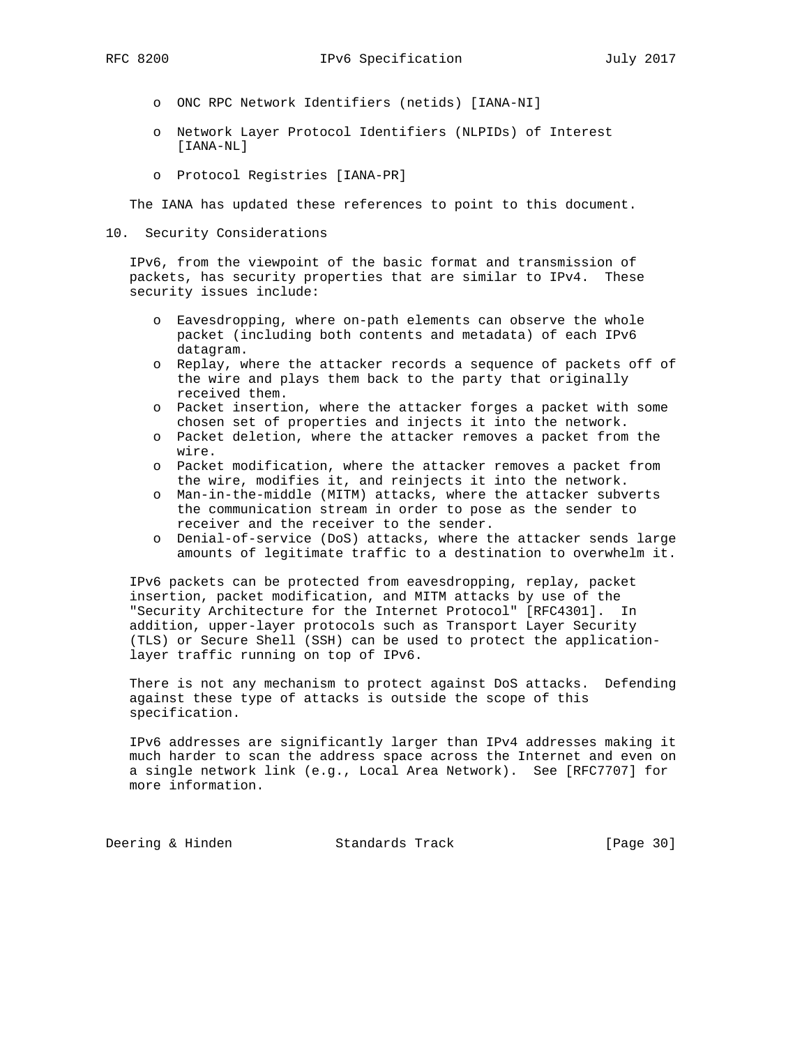- ONC RPC Network Identifiers (netids) [IANA-NI]

- Network Layer Protocol Identifiers (NLPIDs) of Interest [IANA-NL]

- Protocol Registries [IANA-PR]

The IANA has updated these references to point to this document.

## 10. Security Considerations

IPv6, from the viewpoint of the basic format and transmission of packets, has security properties that are similar to IPv4. These security issues include:

- Eavesdropping, where on-path elements can observe the whole packet (including both contents and metadata) of each IPv6 datagram.
- Replay, where the attacker records a sequence of packets off of the wire and plays them back to the party that originally received them.
- Packet insertion, where the attacker forges a packet with some chosen set of properties and injects it into the network.
- Packet deletion, where the attacker removes a packet from the wire.
- Packet modification, where the attacker removes a packet from the wire, modifies it, and reinjects it into the network.
- Man-in-the-middle (MITM) attacks, where the attacker subverts the communication stream in order to pose as the sender to receiver and the receiver to the sender.
- Denial-of-service (DoS) attacks, where the attacker sends large amounts of legitimate traffic to a destination to overwhelm it.

IPv6 packets can be protected from eavesdropping, replay, packet insertion, packet modification, and MITM attacks by use of the "Security Architecture for the Internet Protocol" [RFC4301]. In addition, upper-layer protocols such as Transport Layer Security (TLS) or Secure Shell (SSH) can be used to protect the application-layer traffic running on top of IPv6.

There is not any mechanism to protect against DoS attacks. Defending against these type of attacks is outside the scope of this specification.

IPv6 addresses are significantly larger than IPv4 addresses making it much harder to scan the address space across the Internet and even on a single network link (e.g., Local Area Network). See [RFC7707] for more information.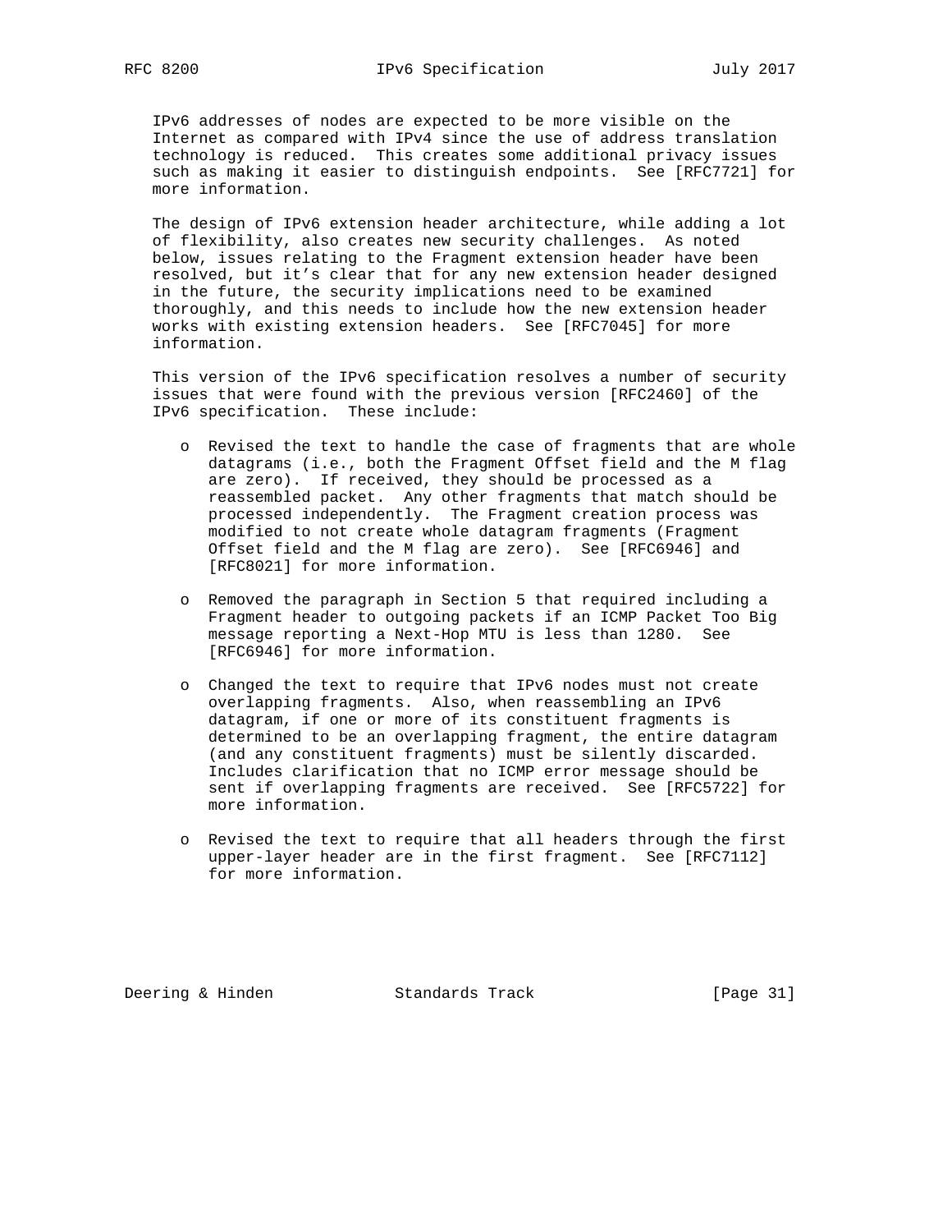IPv6 addresses of nodes are expected to be more visible on the Internet as compared with IPv4 since the use of address translation technology is reduced. This creates some additional privacy issues such as making it easier to distinguish endpoints. See [RFC7721] for more information.

The design of IPv6 extension header architecture, while adding a lot of flexibility, also creates new security challenges. As noted below, issues relating to the Fragment extension header have been resolved, but it's clear that for any new extension header designed in the future, the security implications need to be examined thoroughly, and this needs to include how the new extension header works with existing extension headers. See [RFC7045] for more information.

This version of the IPv6 specification resolves a number of security issues that were found with the previous version [RFC2460] of the IPv6 specification. These include:

- Revised the text to handle the case of fragments that are whole datagrams (i.e., both the Fragment Offset field and the M flag are zero). If received, they should be processed as a reassembled packet. Any other fragments that match should be processed independently. The Fragment creation process was modified to not create whole datagram fragments (Fragment Offset field and the M flag are zero). See [RFC6946] and [RFC8021] for more information.

- Removed the paragraph in Section 5 that required including a Fragment header to outgoing packets if an ICMP Packet Too Big message reporting a Next-Hop MTU is less than 1280. See [RFC6946] for more information.

- Changed the text to require that IPv6 nodes must not create overlapping fragments. Also, when reassembling an IPv6 datagram, if one or more of its constituent fragments is determined to be an overlapping fragment, the entire datagram (and any constituent fragments) must be silently discarded. Includes clarification that no ICMP error message should be sent if overlapping fragments are received. See [RFC5722] for more information.

- Revised the text to require that all headers through the first upper-layer header are in the first fragment. See [RFC7112] for more information.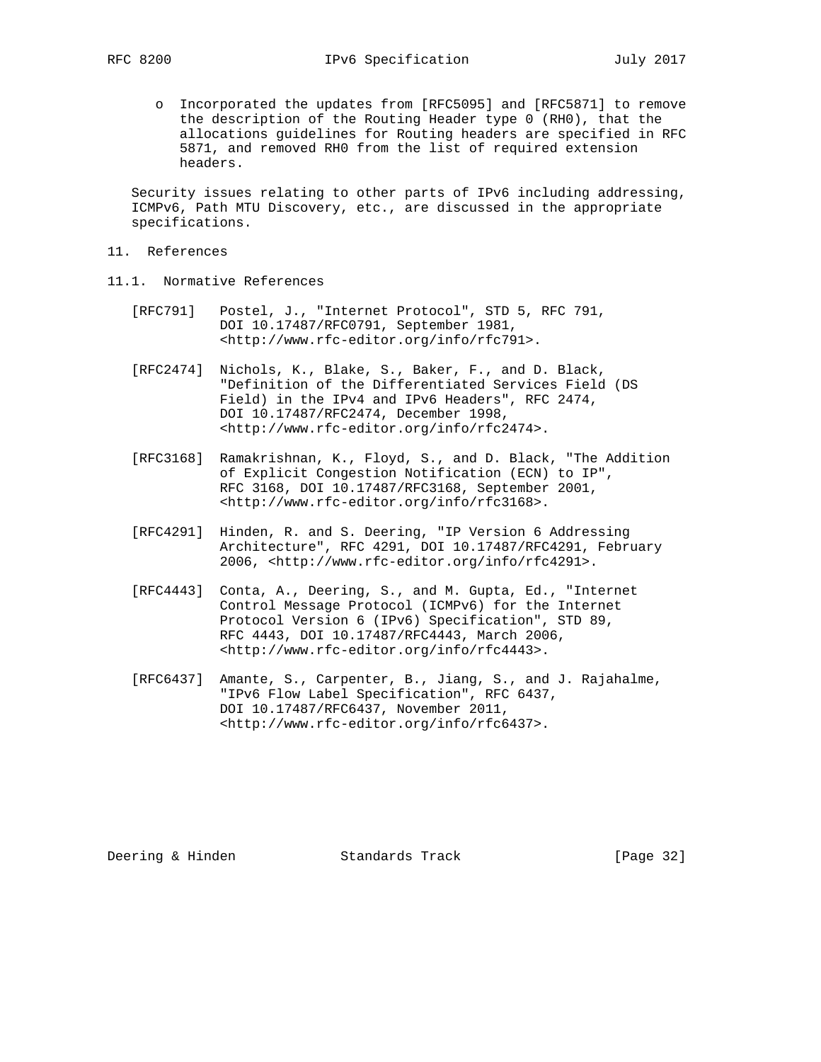- Incorporated the updates from [RFC5095] and [RFC5871] to remove the description of the Routing Header type 0 (RH0), that the allocations guidelines for Routing headers are specified in RFC 5871, and removed RH0 from the list of required extension headers.

Security issues relating to other parts of IPv6 including addressing, ICMPv6, Path MTU Discovery, etc., are discussed in the appropriate specifications.

## 11. References

### 11.1. Normative References

[RFC791] Postel, J., "Internet Protocol", STD 5, RFC 791, DOI 10.17487/RFC0791, September 1981, <http://www.rfc-editor.org/info/rfc791>.

[RFC2474] Nichols, K., Blake, S., Baker, F., and D. Black, "Definition of the Differentiated Services Field (DS Field) in the IPv4 and IPv6 Headers", RFC 2474, DOI 10.17487/RFC2474, December 1998, <http://www.rfc-editor.org/info/rfc2474>.

[RFC3168] Ramakrishnan, K., Floyd, S., and D. Black, "The Addition of Explicit Congestion Notification (ECN) to IP", RFC 3168, DOI 10.17487/RFC3168, September 2001, <http://www.rfc-editor.org/info/rfc3168>.

[RFC4291] Hinden, R. and S. Deering, "IP Version 6 Addressing Architecture", RFC 4291, DOI 10.17487/RFC4291, February 2006, <http://www.rfc-editor.org/info/rfc4291>.

[RFC4443] Conta, A., Deering, S., and M. Gupta, Ed., "Internet Control Message Protocol (ICMPv6) for the Internet Protocol Version 6 (IPv6) Specification", STD 89, RFC 4443, DOI 10.17487/RFC4443, March 2006, <http://www.rfc-editor.org/info/rfc4443>.

[RFC6437] Amante, S., Carpenter, B., Jiang, S., and J. Rajahalme, "IPv6 Flow Label Specification", RFC 6437, DOI 10.17487/RFC6437, November 2011, <http://www.rfc-editor.org/info/rfc6437>.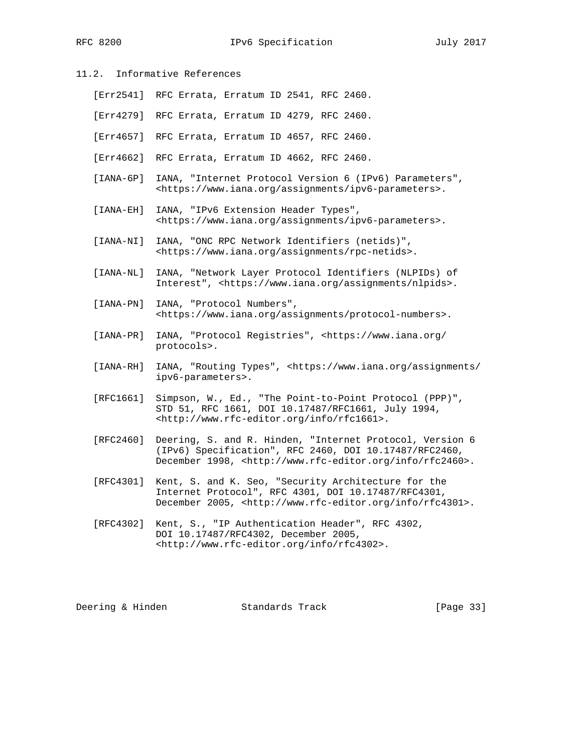### 11.2. Informative References

[Err2541] RFC Errata, Erratum ID 2541, RFC 2460.

[Err4279] RFC Errata, Erratum ID 4279, RFC 2460.

[Err4657] RFC Errata, Erratum ID 4657, RFC 2460.

[Err4662] RFC Errata, Erratum ID 4662, RFC 2460.

[IANA-6P] IANA, "Internet Protocol Version 6 (IPv6) Parameters", <https://www.iana.org/assignments/ipv6-parameters>.

[IANA-EH] IANA, "IPv6 Extension Header Types", <https://www.iana.org/assignments/ipv6-parameters>.

[IANA-NI] IANA, "ONC RPC Network Identifiers (netids)", <https://www.iana.org/assignments/rpc-netids>.

[IANA-NL] IANA, "Network Layer Protocol Identifiers (NLPIDs) of Interest", <https://www.iana.org/assignments/nlpids>.

[IANA-PN] IANA, "Protocol Numbers", <https://www.iana.org/assignments/protocol-numbers>.

[IANA-PR] IANA, "Protocol Registries", <https://www.iana.org/protocols>.

[IANA-RH] IANA, "Routing Types", <https://www.iana.org/assignments/ipv6-parameters>.

[RFC1661] Simpson, W., Ed., "The Point-to-Point Protocol (PPP)", STD 51, RFC 1661, DOI 10.17487/RFC1661, July 1994, <http://www.rfc-editor.org/info/rfc1661>.

[RFC2460] Deering, S. and R. Hinden, "Internet Protocol, Version 6 (IPv6) Specification", RFC 2460, DOI 10.17487/RFC2460, December 1998, <http://www.rfc-editor.org/info/rfc2460>.

[RFC4301] Kent, S. and K. Seo, "Security Architecture for the Internet Protocol", RFC 4301, DOI 10.17487/RFC4301, December 2005, <http://www.rfc-editor.org/info/rfc4301>.

[RFC4302] Kent, S., "IP Authentication Header", RFC 4302, DOI 10.17487/RFC4302, December 2005, <http://www.rfc-editor.org/info/rfc4302>.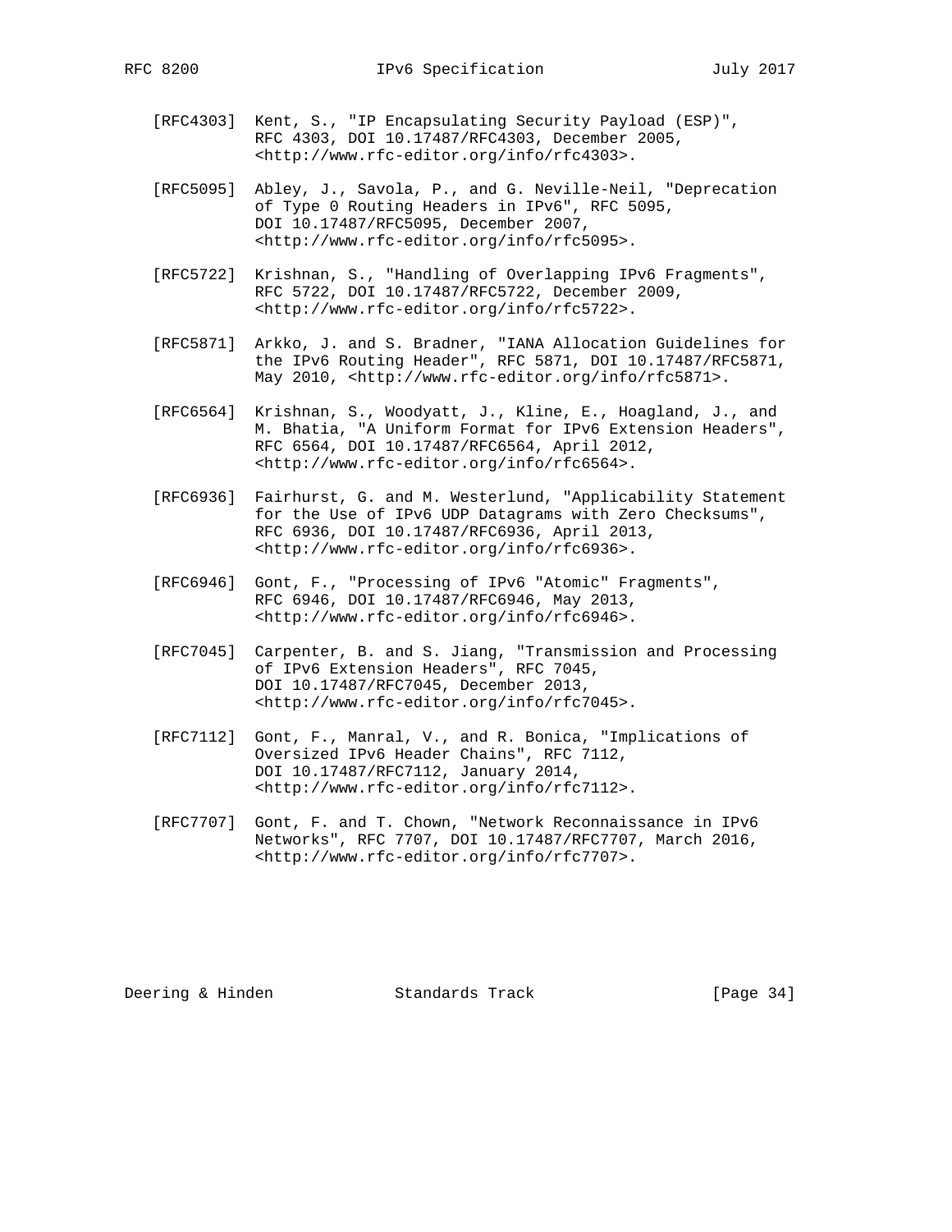[RFC4303] Kent, S., "IP Encapsulating Security Payload (ESP)", RFC 4303, DOI 10.17487/RFC4303, December 2005, <http://www.rfc-editor.org/info/rfc4303>.

[RFC5095] Abley, J., Savola, P., and G. Neville-Neil, "Deprecation of Type 0 Routing Headers in IPv6", RFC 5095, DOI 10.17487/RFC5095, December 2007, <http://www.rfc-editor.org/info/rfc5095>.

[RFC5722] Krishnan, S., "Handling of Overlapping IPv6 Fragments", RFC 5722, DOI 10.17487/RFC5722, December 2009, <http://www.rfc-editor.org/info/rfc5722>.

[RFC5871] Arkko, J. and S. Bradner, "IANA Allocation Guidelines for the IPv6 Routing Header", RFC 5871, DOI 10.17487/RFC5871, May 2010, <http://www.rfc-editor.org/info/rfc5871>.

[RFC6564] Krishnan, S., Woodyatt, J., Kline, E., Hoagland, J., and M. Bhatia, "A Uniform Format for IPv6 Extension Headers", RFC 6564, DOI 10.17487/RFC6564, April 2012, <http://www.rfc-editor.org/info/rfc6564>.

[RFC6936] Fairhurst, G. and M. Westerlund, "Applicability Statement for the Use of IPv6 UDP Datagrams with Zero Checksums", RFC 6936, DOI 10.17487/RFC6936, April 2013, <http://www.rfc-editor.org/info/rfc6936>.

[RFC6946] Gont, F., "Processing of IPv6 "Atomic" Fragments", RFC 6946, DOI 10.17487/RFC6946, May 2013, <http://www.rfc-editor.org/info/rfc6946>.

[RFC7045] Carpenter, B. and S. Jiang, "Transmission and Processing of IPv6 Extension Headers", RFC 7045, DOI 10.17487/RFC7045, December 2013, <http://www.rfc-editor.org/info/rfc7045>.

[RFC7112] Gont, F., Manral, V., and R. Bonica, "Implications of Oversized IPv6 Header Chains", RFC 7112, DOI 10.17487/RFC7112, January 2014, <http://www.rfc-editor.org/info/rfc7112>.

[RFC7707] Gont, F. and T. Chown, "Network Reconnaissance in IPv6 Networks", RFC 7707, DOI 10.17487/RFC7707, March 2016, <http://www.rfc-editor.org/info/rfc7707>.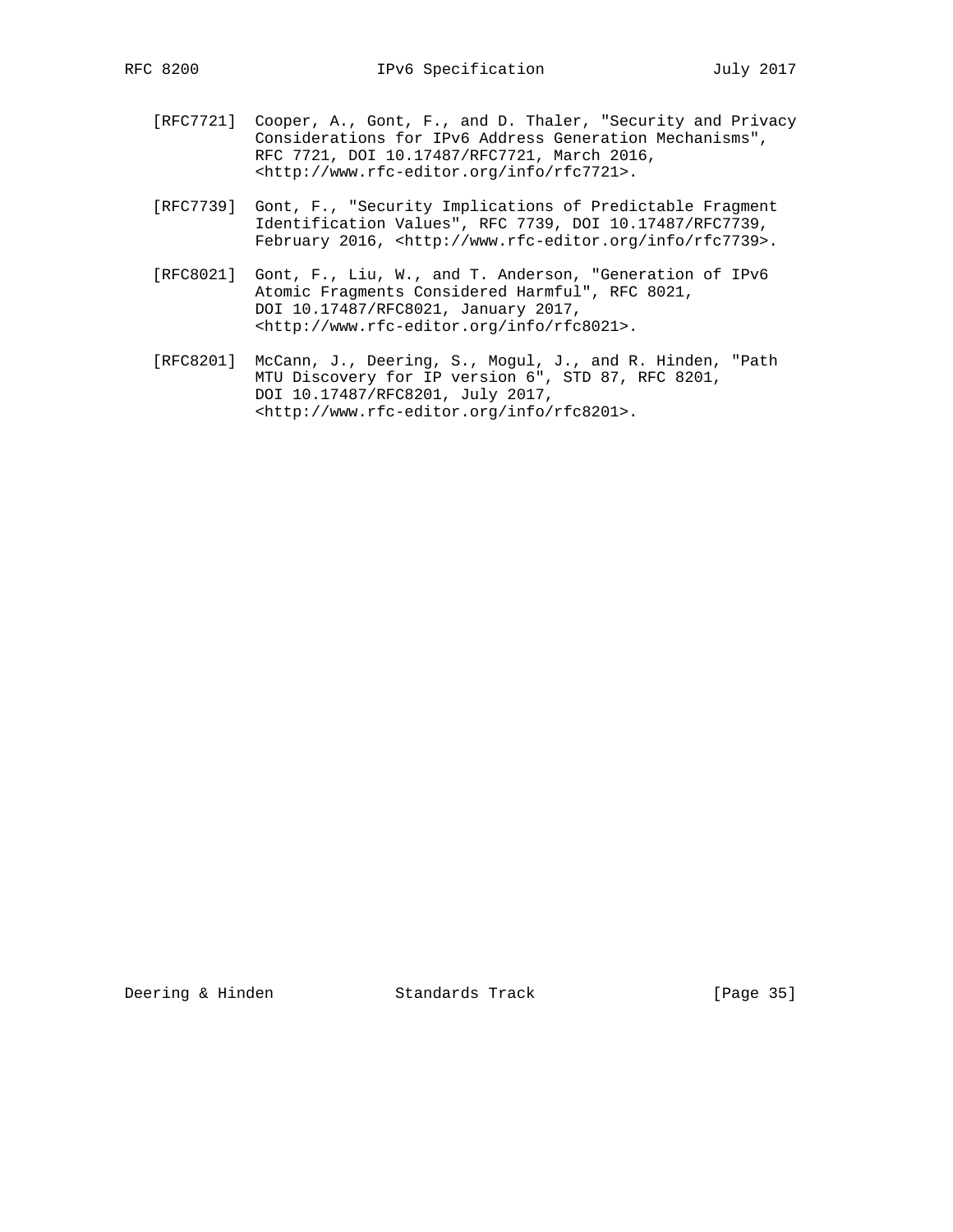[RFC7721] Cooper, A., Gont, F., and D. Thaler, "Security and Privacy Considerations for IPv6 Address Generation Mechanisms", RFC 7721, DOI 10.17487/RFC7721, March 2016, <http://www.rfc-editor.org/info/rfc7721>.

[RFC7739] Gont, F., "Security Implications of Predictable Fragment Identification Values", RFC 7739, DOI 10.17487/RFC7739, February 2016, <http://www.rfc-editor.org/info/rfc7739>.

[RFC8021] Gont, F., Liu, W., and T. Anderson, "Generation of IPv6 Atomic Fragments Considered Harmful", RFC 8021, DOI 10.17487/RFC8021, January 2017, <http://www.rfc-editor.org/info/rfc8021>.

[RFC8201] McCann, J., Deering, S., Mogul, J., and R. Hinden, "Path MTU Discovery for IP version 6", STD 87, RFC 8201, DOI 10.17487/RFC8201, July 2017, <http://www.rfc-editor.org/info/rfc8201>.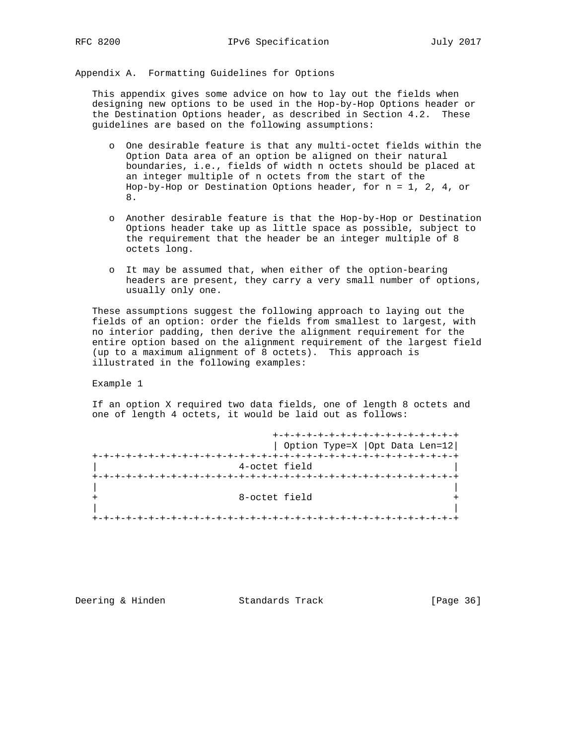## Appendix A. Formatting Guidelines for Options

This appendix gives some advice on how to lay out the fields when designing new options to be used in the Hop-by-Hop Options header or the Destination Options header, as described in Section 4.2. These guidelines are based on the following assumptions:

- One desirable feature is that any multi-octet fields within the Option Data area of an option be aligned on their natural boundaries, i.e., fields of width n octets should be placed at an integer multiple of n octets from the start of the Hop-by-Hop or Destination Options header, for n = 1, 2, 4, or 8.

- Another desirable feature is that the Hop-by-Hop or Destination Options header take up as little space as possible, subject to the requirement that the header be an integer multiple of 8 octets long.

- It may be assumed that, when either of the option-bearing headers are present, they carry a very small number of options, usually only one.

These assumptions suggest the following approach to laying out the fields of an option: order the fields from smallest to largest, with no interior padding, then derive the alignment requirement for the entire option based on the alignment requirement of the largest field (up to a maximum alignment of 8 octets). This approach is illustrated in the following examples:

Example 1

If an option X required two data fields, one of length 8 octets and one of length 4 octets, it would be laid out as follows:

```
                                +-+-+-+-+-+-+-+-+-+-+-+-+-+-+-+-+
                                | Option Type=X |Opt Data Len=12|
+-+-+-+-+-+-+-+-+-+-+-+-+-+-+-+-+-+-+-+-+-+-+-+-+-+-+-+-+-+-+-+-+
|                         4-octet field                         |
+-+-+-+-+-+-+-+-+-+-+-+-+-+-+-+-+-+-+-+-+-+-+-+-+-+-+-+-+-+-+-+-+
|                                                               |
+                         8-octet field                         +
|                                                               |
+-+-+-+-+-+-+-+-+-+-+-+-+-+-+-+-+-+-+-+-+-+-+-+-+-+-+-+-+-+-+-+-+
```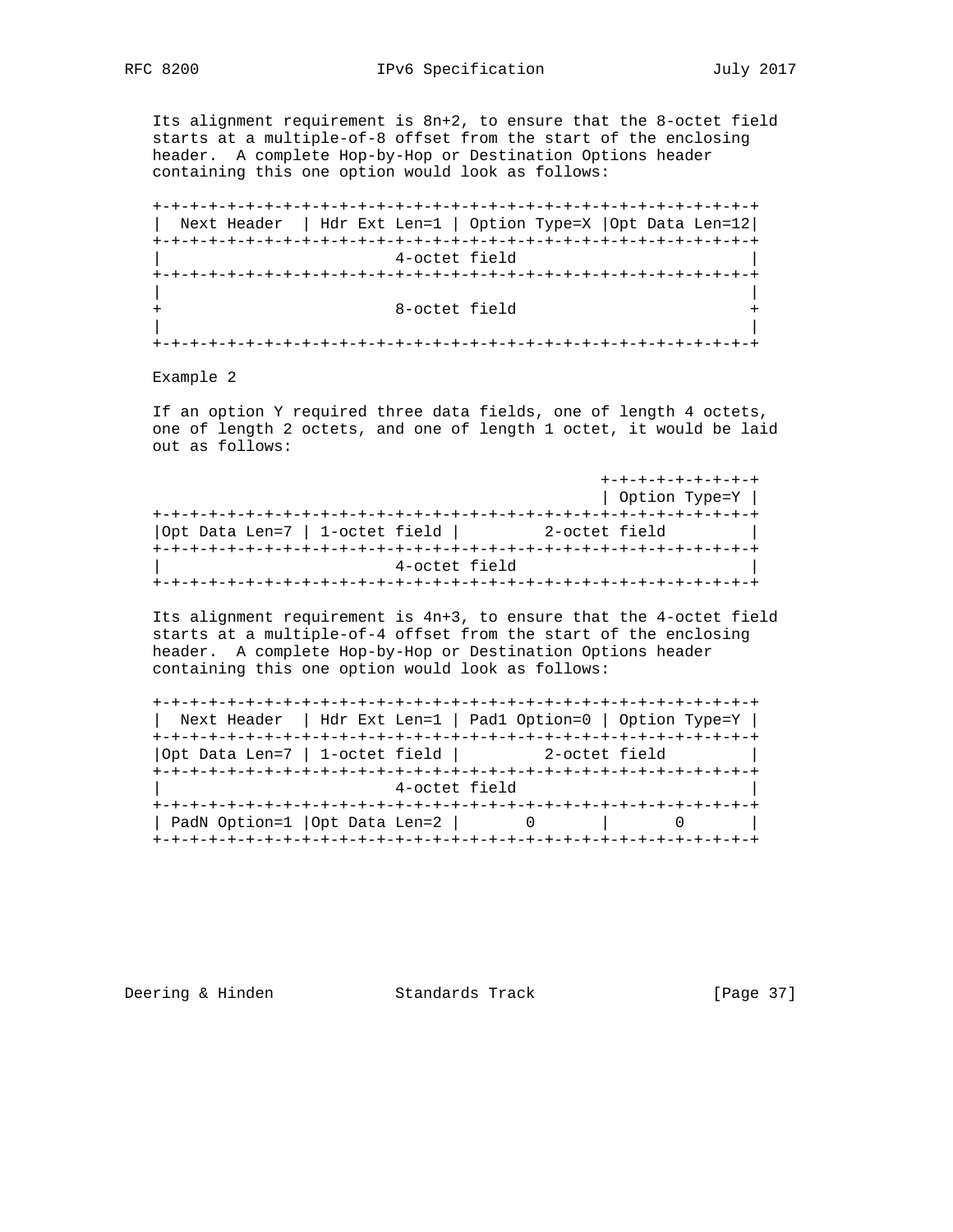Its alignment requirement is 8n+2, to ensure that the 8-octet field starts at a multiple-of-8 offset from the start of the enclosing header. A complete Hop-by-Hop or Destination Options header containing this one option would look as follows:

```
+-+-+-+-+-+-+-+-+-+-+-+-+-+-+-+-+-+-+-+-+-+-+-+-+-+-+-+-+-+-+-+-+
|  Next Header  | Hdr Ext Len=1 | Option Type=X |Opt Data Len=12|
+-+-+-+-+-+-+-+-+-+-+-+-+-+-+-+-+-+-+-+-+-+-+-+-+-+-+-+-+-+-+-+-+
|                         4-octet field                         |
+-+-+-+-+-+-+-+-+-+-+-+-+-+-+-+-+-+-+-+-+-+-+-+-+-+-+-+-+-+-+-+-+
|                                                               |
+                         8-octet field                         +
|                                                               |
+-+-+-+-+-+-+-+-+-+-+-+-+-+-+-+-+-+-+-+-+-+-+-+-+-+-+-+-+-+-+-+-+
```

Example 2

If an option Y required three data fields, one of length 4 octets, one of length 2 octets, and one of length 1 octet, it would be laid out as follows:

```
                                                +-+-+-+-+-+-+-+-+
                                                | Option Type=Y |
+-+-+-+-+-+-+-+-+-+-+-+-+-+-+-+-+-+-+-+-+-+-+-+-+-+-+-+-+-+-+-+-+
|Opt Data Len=7 | 1-octet field |         2-octet field         |
+-+-+-+-+-+-+-+-+-+-+-+-+-+-+-+-+-+-+-+-+-+-+-+-+-+-+-+-+-+-+-+-+
|                         4-octet field                         |
+-+-+-+-+-+-+-+-+-+-+-+-+-+-+-+-+-+-+-+-+-+-+-+-+-+-+-+-+-+-+-+-+
```

Its alignment requirement is 4n+3, to ensure that the 4-octet field starts at a multiple-of-4 offset from the start of the enclosing header. A complete Hop-by-Hop or Destination Options header containing this one option would look as follows:

```
+-+-+-+-+-+-+-+-+-+-+-+-+-+-+-+-+-+-+-+-+-+-+-+-+-+-+-+-+-+-+-+-+
|  Next Header  | Hdr Ext Len=1 | Pad1 Option=0 | Option Type=Y |
+-+-+-+-+-+-+-+-+-+-+-+-+-+-+-+-+-+-+-+-+-+-+-+-+-+-+-+-+-+-+-+-+
|Opt Data Len=7 | 1-octet field |         2-octet field         |
+-+-+-+-+-+-+-+-+-+-+-+-+-+-+-+-+-+-+-+-+-+-+-+-+-+-+-+-+-+-+-+-+
|                         4-octet field                         |
+-+-+-+-+-+-+-+-+-+-+-+-+-+-+-+-+-+-+-+-+-+-+-+-+-+-+-+-+-+-+-+-+
| PadN Option=1 |Opt Data Len=2 |       0       |       0       |
+-+-+-+-+-+-+-+-+-+-+-+-+-+-+-+-+-+-+-+-+-+-+-+-+-+-+-+-+-+-+-+-+
```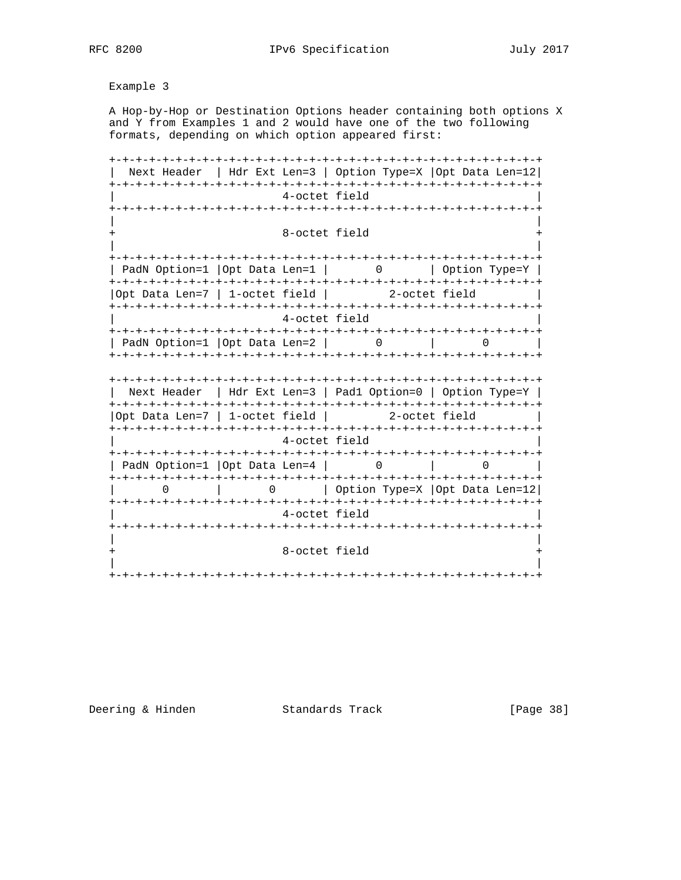Example 3

A Hop-by-Hop or Destination Options header containing both options X and Y from Examples 1 and 2 would have one of the two following formats, depending on which option appeared first:

```
+-+-+-+-+-+-+-+-+-+-+-+-+-+-+-+-+-+-+-+-+-+-+-+-+-+-+-+-+-+-+-+-+
|  Next Header  | Hdr Ext Len=3 | Option Type=X |Opt Data Len=12|
+-+-+-+-+-+-+-+-+-+-+-+-+-+-+-+-+-+-+-+-+-+-+-+-+-+-+-+-+-+-+-+-+
|                         4-octet field                         |
+-+-+-+-+-+-+-+-+-+-+-+-+-+-+-+-+-+-+-+-+-+-+-+-+-+-+-+-+-+-+-+-+
|                                                               |
+                         8-octet field                         +
|                                                               |
+-+-+-+-+-+-+-+-+-+-+-+-+-+-+-+-+-+-+-+-+-+-+-+-+-+-+-+-+-+-+-+-+
| PadN Option=1 |Opt Data Len=1 |       0       | Option Type=Y |
+-+-+-+-+-+-+-+-+-+-+-+-+-+-+-+-+-+-+-+-+-+-+-+-+-+-+-+-+-+-+-+-+
|Opt Data Len=7 | 1-octet field |         2-octet field         |
+-+-+-+-+-+-+-+-+-+-+-+-+-+-+-+-+-+-+-+-+-+-+-+-+-+-+-+-+-+-+-+-+
|                         4-octet field                         |
+-+-+-+-+-+-+-+-+-+-+-+-+-+-+-+-+-+-+-+-+-+-+-+-+-+-+-+-+-+-+-+-+
| PadN Option=1 |Opt Data Len=2 |       0       |       0       |
+-+-+-+-+-+-+-+-+-+-+-+-+-+-+-+-+-+-+-+-+-+-+-+-+-+-+-+-+-+-+-+-+

+-+-+-+-+-+-+-+-+-+-+-+-+-+-+-+-+-+-+-+-+-+-+-+-+-+-+-+-+-+-+-+-+
|  Next Header  | Hdr Ext Len=3 | Pad1 Option=0 | Option Type=Y |
+-+-+-+-+-+-+-+-+-+-+-+-+-+-+-+-+-+-+-+-+-+-+-+-+-+-+-+-+-+-+-+-+
|Opt Data Len=7 | 1-octet field |         2-octet field         |
+-+-+-+-+-+-+-+-+-+-+-+-+-+-+-+-+-+-+-+-+-+-+-+-+-+-+-+-+-+-+-+-+
|                         4-octet field                         |
+-+-+-+-+-+-+-+-+-+-+-+-+-+-+-+-+-+-+-+-+-+-+-+-+-+-+-+-+-+-+-+-+
| PadN Option=1 |Opt Data Len=4 |       0       |       0       |
+-+-+-+-+-+-+-+-+-+-+-+-+-+-+-+-+-+-+-+-+-+-+-+-+-+-+-+-+-+-+-+-+
|       0       |       0       | Option Type=X |Opt Data Len=12|
+-+-+-+-+-+-+-+-+-+-+-+-+-+-+-+-+-+-+-+-+-+-+-+-+-+-+-+-+-+-+-+-+
|                         4-octet field                         |
+-+-+-+-+-+-+-+-+-+-+-+-+-+-+-+-+-+-+-+-+-+-+-+-+-+-+-+-+-+-+-+-+
|                                                               |
+                         8-octet field                         +
|                                                               |
+-+-+-+-+-+-+-+-+-+-+-+-+-+-+-+-+-+-+-+-+-+-+-+-+-+-+-+-+-+-+-+-+
```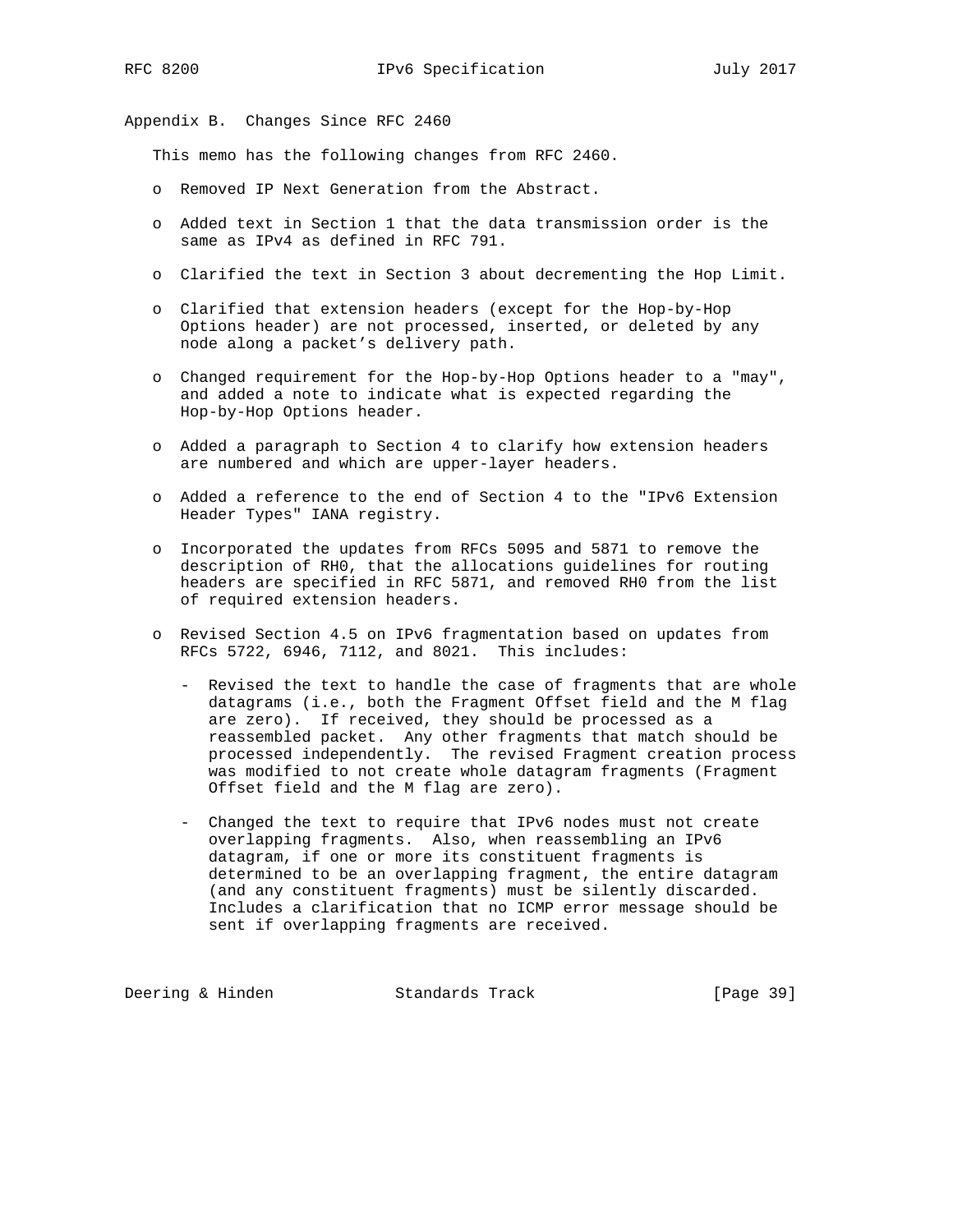## Appendix B. Changes Since RFC 2460

This memo has the following changes from RFC 2460.

- Removed IP Next Generation from the Abstract.
- Added text in Section 1 that the data transmission order is the same as IPv4 as defined in RFC 791.
- Clarified the text in Section 3 about decrementing the Hop Limit.
- Clarified that extension headers (except for the Hop-by-Hop Options header) are not processed, inserted, or deleted by any node along a packet's delivery path.
- Changed requirement for the Hop-by-Hop Options header to a "may", and added a note to indicate what is expected regarding the Hop-by-Hop Options header.
- Added a paragraph to Section 4 to clarify how extension headers are numbered and which are upper-layer headers.
- Added a reference to the end of Section 4 to the "IPv6 Extension Header Types" IANA registry.
- Incorporated the updates from RFCs 5095 and 5871 to remove the description of RH0, that the allocations guidelines for routing headers are specified in RFC 5871, and removed RH0 from the list of required extension headers.
- Revised Section 4.5 on IPv6 fragmentation based on updates from RFCs 5722, 6946, 7112, and 8021. This includes:
  - Revised the text to handle the case of fragments that are whole datagrams (i.e., both the Fragment Offset field and the M flag are zero). If received, they should be processed as a reassembled packet. Any other fragments that match should be processed independently. The revised Fragment creation process was modified to not create whole datagram fragments (Fragment Offset field and the M flag are zero).
  - Changed the text to require that IPv6 nodes must not create overlapping fragments. Also, when reassembling an IPv6 datagram, if one or more its constituent fragments is determined to be an overlapping fragment, the entire datagram (and any constituent fragments) must be silently discarded. Includes a clarification that no ICMP error message should be sent if overlapping fragments are received.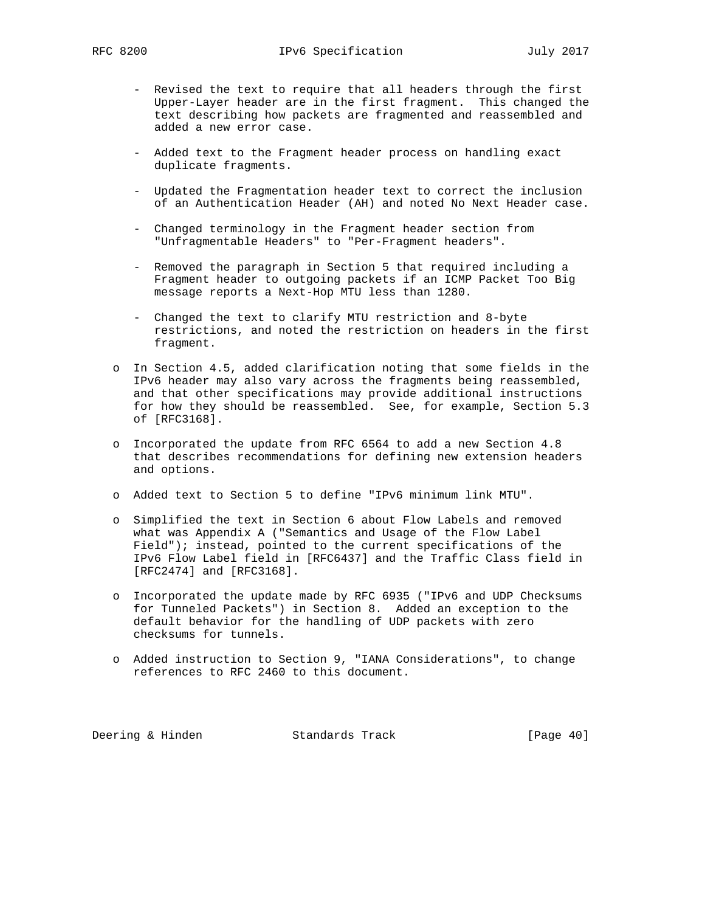- Revised the text to require that all headers through the first Upper-Layer header are in the first fragment. This changed the text describing how packets are fragmented and reassembled and added a new error case.

- Added text to the Fragment header process on handling exact duplicate fragments.

- Updated the Fragmentation header text to correct the inclusion of an Authentication Header (AH) and noted No Next Header case.

- Changed terminology in the Fragment header section from "Unfragmentable Headers" to "Per-Fragment headers".

- Removed the paragraph in Section 5 that required including a Fragment header to outgoing packets if an ICMP Packet Too Big message reports a Next-Hop MTU less than 1280.

- Changed the text to clarify MTU restriction and 8-byte restrictions, and noted the restriction on headers in the first fragment.

o In Section 4.5, added clarification noting that some fields in the IPv6 header may also vary across the fragments being reassembled, and that other specifications may provide additional instructions for how they should be reassembled. See, for example, Section 5.3 of [RFC3168].

o Incorporated the update from RFC 6564 to add a new Section 4.8 that describes recommendations for defining new extension headers and options.

o Added text to Section 5 to define "IPv6 minimum link MTU".

o Simplified the text in Section 6 about Flow Labels and removed what was Appendix A ("Semantics and Usage of the Flow Label Field"); instead, pointed to the current specifications of the IPv6 Flow Label field in [RFC6437] and the Traffic Class field in [RFC2474] and [RFC3168].

o Incorporated the update made by RFC 6935 ("IPv6 and UDP Checksums for Tunneled Packets") in Section 8. Added an exception to the default behavior for the handling of UDP packets with zero checksums for tunnels.

o Added instruction to Section 9, "IANA Considerations", to change references to RFC 2460 to this document.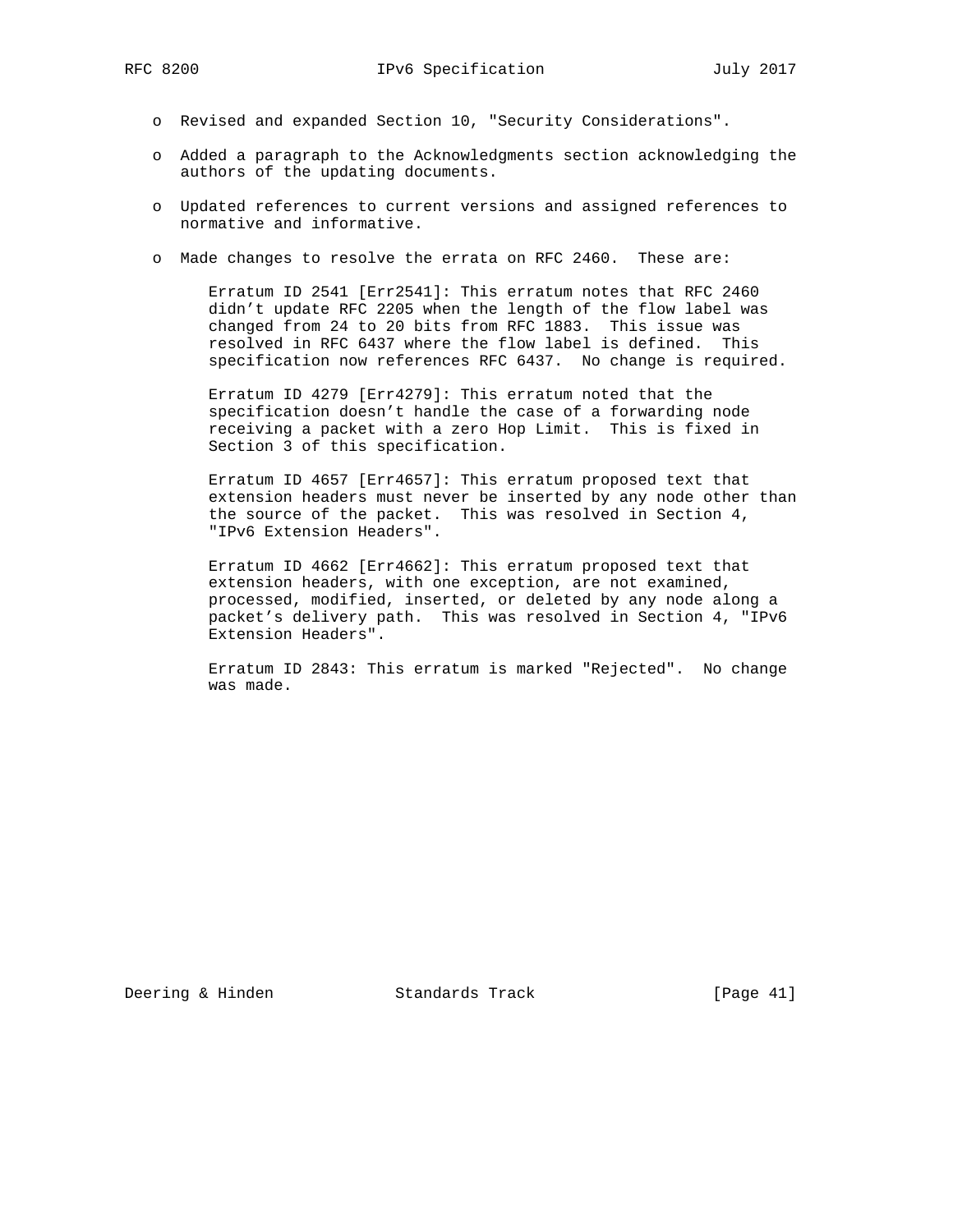- Revised and expanded Section 10, "Security Considerations".

- Added a paragraph to the Acknowledgments section acknowledging the authors of the updating documents.

- Updated references to current versions and assigned references to normative and informative.

- Made changes to resolve the errata on RFC 2460. These are:

  Erratum ID 2541 [Err2541]: This erratum notes that RFC 2460 didn't update RFC 2205 when the length of the flow label was changed from 24 to 20 bits from RFC 1883. This issue was resolved in RFC 6437 where the flow label is defined. This specification now references RFC 6437. No change is required.

  Erratum ID 4279 [Err4279]: This erratum noted that the specification doesn't handle the case of a forwarding node receiving a packet with a zero Hop Limit. This is fixed in Section 3 of this specification.

  Erratum ID 4657 [Err4657]: This erratum proposed text that extension headers must never be inserted by any node other than the source of the packet. This was resolved in Section 4, "IPv6 Extension Headers".

  Erratum ID 4662 [Err4662]: This erratum proposed text that extension headers, with one exception, are not examined, processed, modified, inserted, or deleted by any node along a packet's delivery path. This was resolved in Section 4, "IPv6 Extension Headers".

  Erratum ID 2843: This erratum is marked "Rejected". No change was made.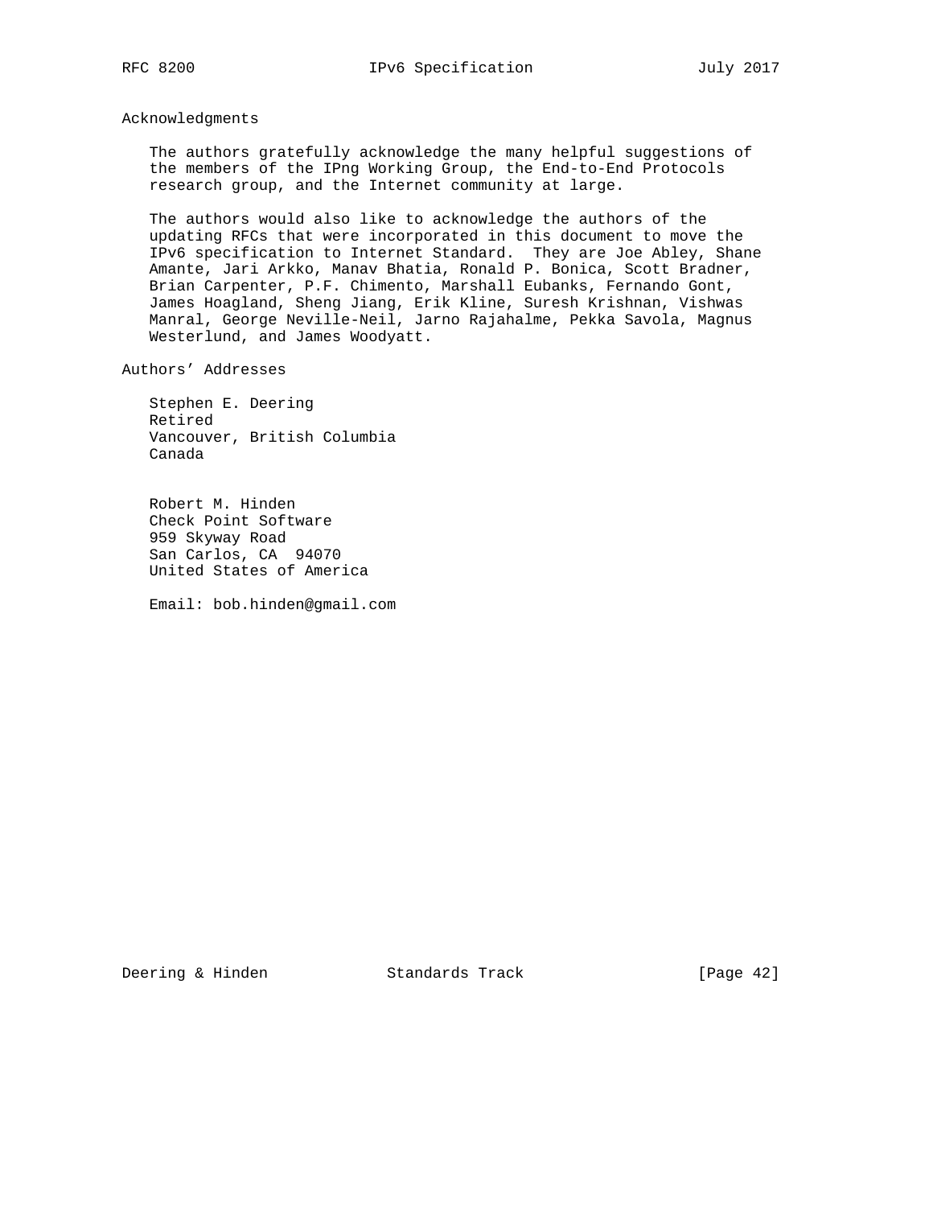## Acknowledgments

The authors gratefully acknowledge the many helpful suggestions of the members of the IPng Working Group, the End-to-End Protocols research group, and the Internet community at large.

The authors would also like to acknowledge the authors of the updating RFCs that were incorporated in this document to move the IPv6 specification to Internet Standard. They are Joe Abley, Shane Amante, Jari Arkko, Manav Bhatia, Ronald P. Bonica, Scott Bradner, Brian Carpenter, P.F. Chimento, Marshall Eubanks, Fernando Gont, James Hoagland, Sheng Jiang, Erik Kline, Suresh Krishnan, Vishwas Manral, George Neville-Neil, Jarno Rajahalme, Pekka Savola, Magnus Westerlund, and James Woodyatt.

## Authors' Addresses

Stephen E. Deering
Retired
Vancouver, British Columbia
Canada

Robert M. Hinden
Check Point Software
959 Skyway Road
San Carlos, CA 94070
United States of America

Email: bob.hinden@gmail.com